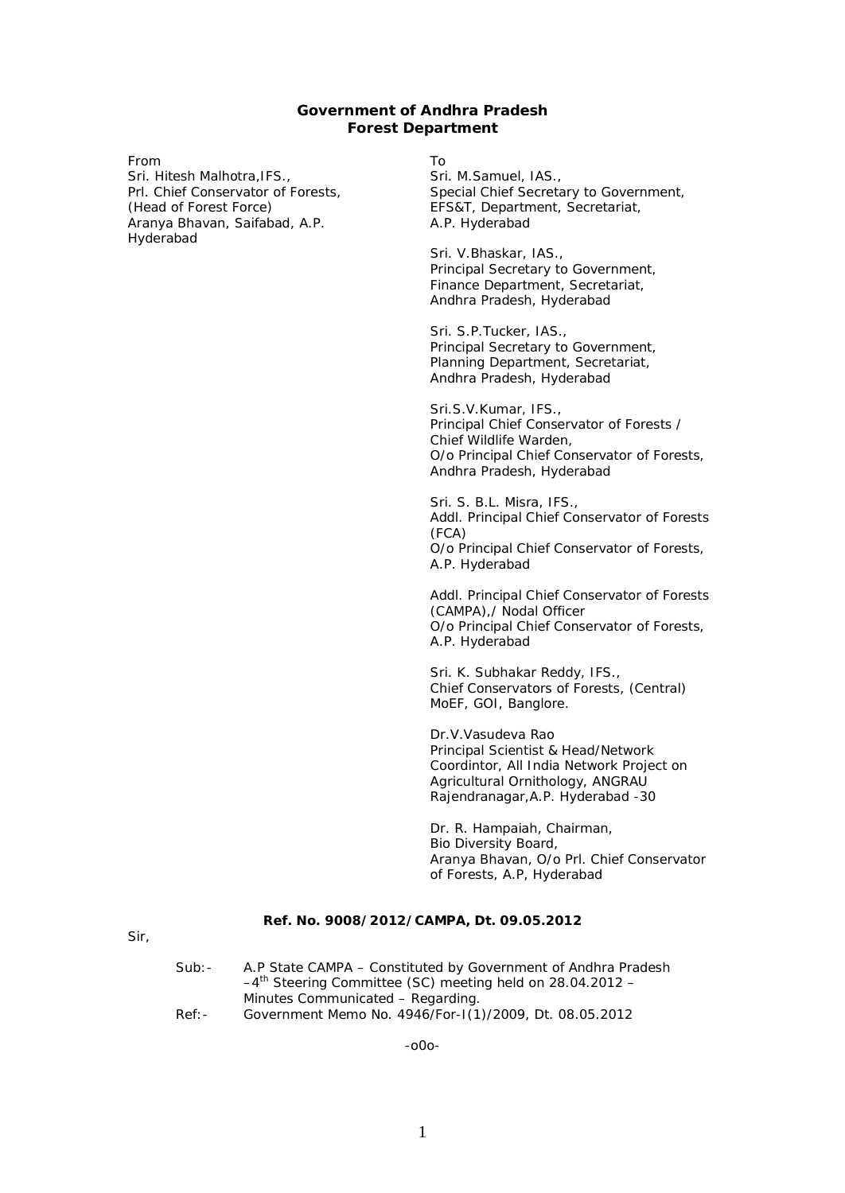**Government of Andhra Pradesh**
**Forest Department**

From
Sri. Hitesh Malhotra,IFS.,
Prl. Chief Conservator of Forests,
(Head of Forest Force)
Aranya Bhavan, Saifabad, A.P.
Hyderabad

To
Sri. M.Samuel, IAS.,
Special Chief Secretary to Government,
EFS&T, Department, Secretariat,
A.P. Hyderabad

Sri. V.Bhaskar, IAS.,
Principal Secretary to Government,
Finance Department, Secretariat,
Andhra Pradesh, Hyderabad

Sri. S.P.Tucker, IAS.,
Principal Secretary to Government,
Planning Department, Secretariat,
Andhra Pradesh, Hyderabad

Sri.S.V.Kumar, IFS.,
Principal Chief Conservator of Forests /
Chief Wildlife Warden,
O/o Principal Chief Conservator of Forests,
Andhra Pradesh, Hyderabad

Sri. S. B.L. Misra, IFS.,
Addl. Principal Chief Conservator of Forests (FCA)
O/o Principal Chief Conservator of Forests,
A.P. Hyderabad

Addl. Principal Chief Conservator of Forests (CAMPA),/ Nodal Officer
O/o Principal Chief Conservator of Forests,
A.P. Hyderabad

Sri. K. Subhakar Reddy, IFS.,
Chief Conservators of Forests, (Central)
MoEF, GOI, Banglore.

Dr.V.Vasudeva Rao
Principal Scientist & Head/Network Coordintor, All India Network Project on Agricultural Ornithology, ANGRAU
Rajendranagar,A.P. Hyderabad -30

Dr. R. Hampaiah, Chairman,
Bio Diversity Board,
Aranya Bhavan, O/o Prl. Chief Conservator of Forests, A.P, Hyderabad

**Ref. No. 9008/2012/CAMPA, Dt. 09.05.2012**

Sir,

Sub:- A.P State CAMPA – Constituted by Government of Andhra Pradesh –4th Steering Committee (SC) meeting held on 28.04.2012 – Minutes Communicated – Regarding.

Ref:- Government Memo No. 4946/For-I(1)/2009, Dt. 08.05.2012

-o0o-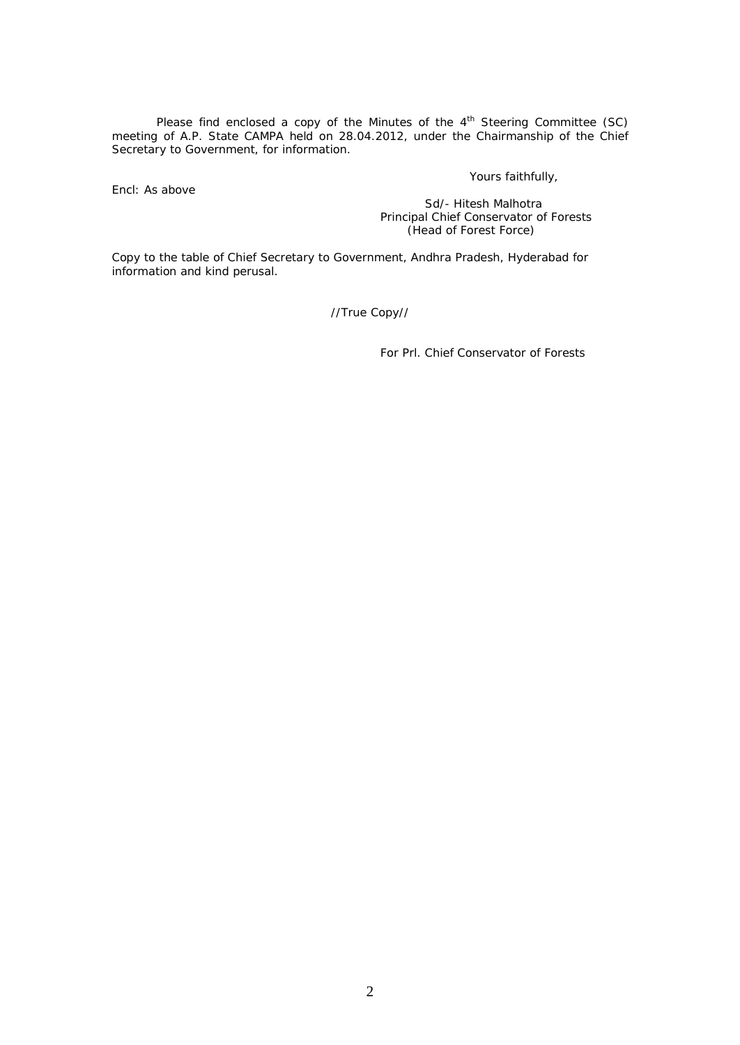Please find enclosed a copy of the Minutes of the 4th Steering Committee (SC) meeting of A.P. State CAMPA held on 28.04.2012, under the Chairmanship of the Chief Secretary to Government, for information.

Yours faithfully,

Encl: As above

Sd/- Hitesh Malhotra
Principal Chief Conservator of Forests
(Head of Forest Force)

Copy to the table of Chief Secretary to Government, Andhra Pradesh, Hyderabad for information and kind perusal.

//True Copy//

For Prl. Chief Conservator of Forests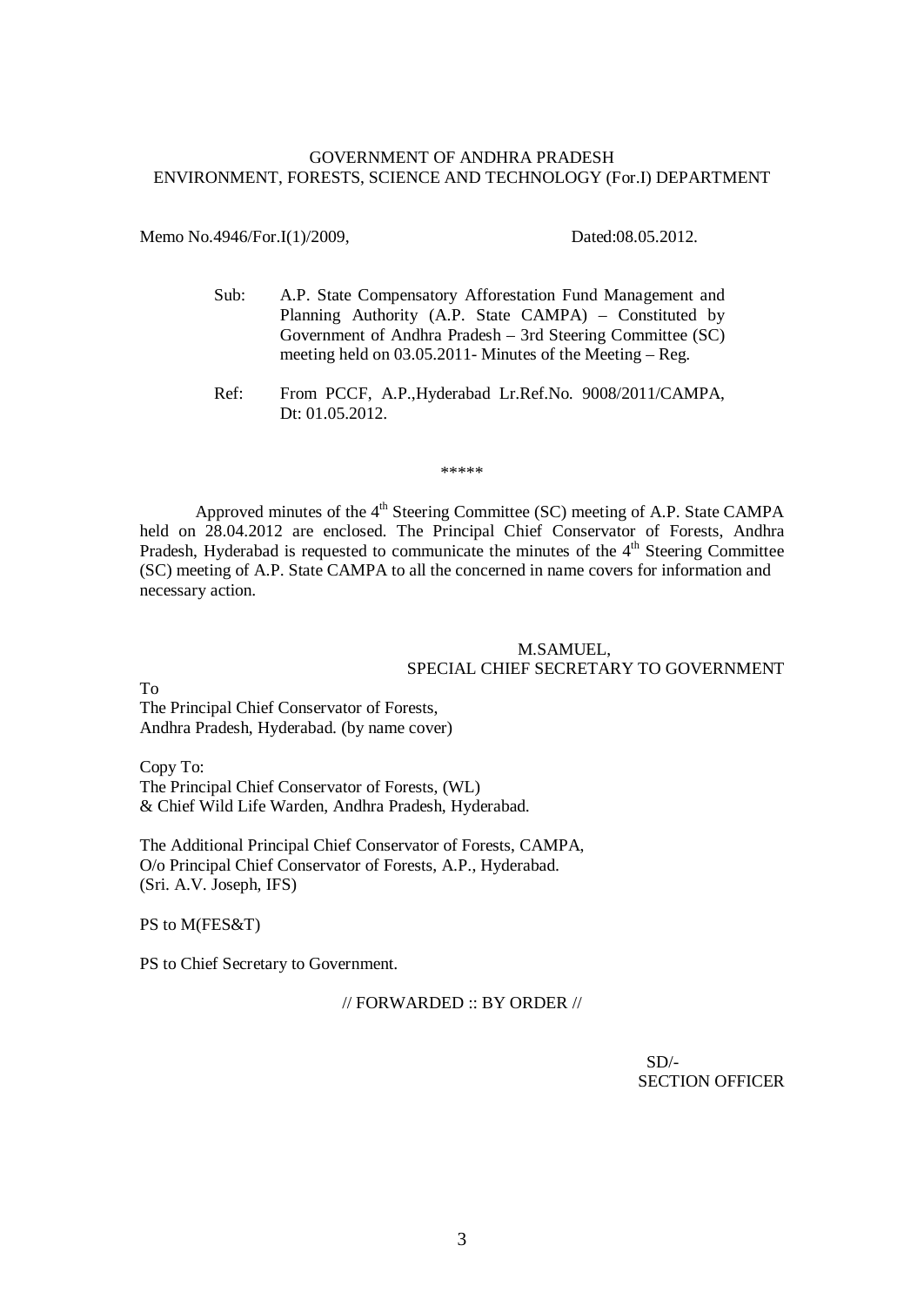GOVERNMENT OF ANDHRA PRADESH
ENVIRONMENT, FORESTS, SCIENCE AND TECHNOLOGY (For.I) DEPARTMENT

Memo No.4946/For.I(1)/2009, Dated:08.05.2012.

Sub: A.P. State Compensatory Afforestation Fund Management and Planning Authority (A.P. State CAMPA) – Constituted by Government of Andhra Pradesh – 3rd Steering Committee (SC) meeting held on 03.05.2011- Minutes of the Meeting – Reg.

Ref: From PCCF, A.P.,Hyderabad Lr.Ref.No. 9008/2011/CAMPA, Dt: 01.05.2012.

\*\*\*\*\*

Approved minutes of the 4th Steering Committee (SC) meeting of A.P. State CAMPA held on 28.04.2012 are enclosed. The Principal Chief Conservator of Forests, Andhra Pradesh, Hyderabad is requested to communicate the minutes of the 4th Steering Committee (SC) meeting of A.P. State CAMPA to all the concerned in name covers for information and necessary action.

M.SAMUEL,
SPECIAL CHIEF SECRETARY TO GOVERNMENT

To
The Principal Chief Conservator of Forests,
Andhra Pradesh, Hyderabad. (by name cover)

Copy To:
The Principal Chief Conservator of Forests, (WL)
& Chief Wild Life Warden, Andhra Pradesh, Hyderabad.

The Additional Principal Chief Conservator of Forests, CAMPA,
O/o Principal Chief Conservator of Forests, A.P., Hyderabad.
(Sri. A.V. Joseph, IFS)

PS to M(FES&T)

PS to Chief Secretary to Government.

// FORWARDED :: BY ORDER //

SD/-
SECTION OFFICER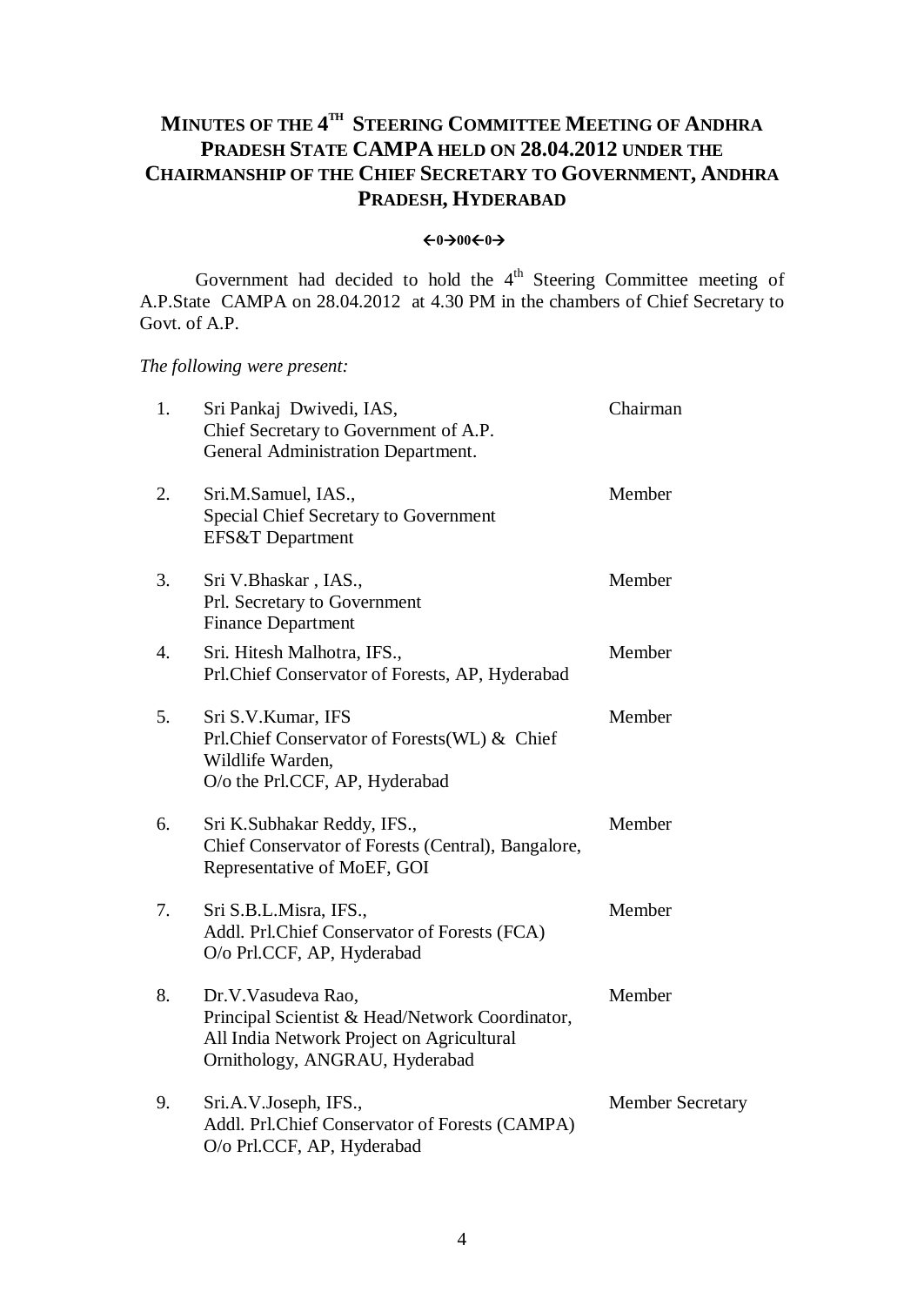# MINUTES OF THE 4TH STEERING COMMITTEE MEETING OF ANDHRA PRADESH STATE CAMPA HELD ON 28.04.2012 UNDER THE CHAIRMANSHIP OF THE CHIEF SECRETARY TO GOVERNMENT, ANDHRA PRADESH, HYDERABAD

←0→00←0→

Government had decided to hold the 4th Steering Committee meeting of A.P.State CAMPA on 28.04.2012 at 4.30 PM in the chambers of Chief Secretary to Govt. of A.P.

*The following were present:*

| | | |
|---|---|---|
| 1. | Sri Pankaj Dwivedi, IAS, Chief Secretary to Government of A.P. General Administration Department. | Chairman |
| 2. | Sri.M.Samuel, IAS., Special Chief Secretary to Government EFS&T Department | Member |
| 3. | Sri V.Bhaskar , IAS., Prl. Secretary to Government Finance Department | Member |
| 4. | Sri. Hitesh Malhotra, IFS., Prl.Chief Conservator of Forests, AP, Hyderabad | Member |
| 5. | Sri S.V.Kumar, IFS Prl.Chief Conservator of Forests(WL) & Chief Wildlife Warden, O/o the Prl.CCF, AP, Hyderabad | Member |
| 6. | Sri K.Subhakar Reddy, IFS., Chief Conservator of Forests (Central), Bangalore, Representative of MoEF, GOI | Member |
| 7. | Sri S.B.L.Misra, IFS., Addl. Prl.Chief Conservator of Forests (FCA) O/o Prl.CCF, AP, Hyderabad | Member |
| 8. | Dr.V.Vasudeva Rao, Principal Scientist & Head/Network Coordinator, All India Network Project on Agricultural Ornithology, ANGRAU, Hyderabad | Member |
| 9. | Sri.A.V.Joseph, IFS., Addl. Prl.Chief Conservator of Forests (CAMPA) O/o Prl.CCF, AP, Hyderabad | Member Secretary |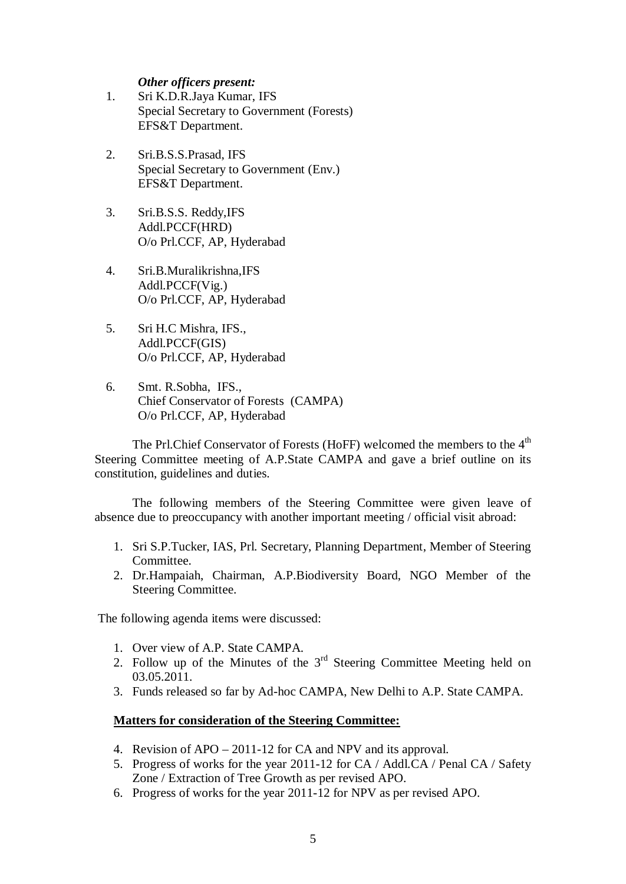***Other officers present:***

1. Sri K.D.R.Jaya Kumar, IFS
   Special Secretary to Government (Forests)
   EFS&T Department.

2. Sri.B.S.S.Prasad, IFS
   Special Secretary to Government (Env.)
   EFS&T Department.

3. Sri.B.S.S. Reddy,IFS
   Addl.PCCF(HRD)
   O/o Prl.CCF, AP, Hyderabad

4. Sri.B.Muralikrishna,IFS
   Addl.PCCF(Vig.)
   O/o Prl.CCF, AP, Hyderabad

5. Sri H.C Mishra, IFS.,
   Addl.PCCF(GIS)
   O/o Prl.CCF, AP, Hyderabad

6. Smt. R.Sobha, IFS.,
   Chief Conservator of Forests (CAMPA)
   O/o Prl.CCF, AP, Hyderabad

The Prl.Chief Conservator of Forests (HoFF) welcomed the members to the 4th Steering Committee meeting of A.P.State CAMPA and gave a brief outline on its constitution, guidelines and duties.

The following members of the Steering Committee were given leave of absence due to preoccupancy with another important meeting / official visit abroad:

1. Sri S.P.Tucker, IAS, Prl. Secretary, Planning Department, Member of Steering Committee.
2. Dr.Hampaiah, Chairman, A.P.Biodiversity Board, NGO Member of the Steering Committee.

The following agenda items were discussed:

1. Over view of A.P. State CAMPA.
2. Follow up of the Minutes of the 3rd Steering Committee Meeting held on 03.05.2011.
3. Funds released so far by Ad-hoc CAMPA, New Delhi to A.P. State CAMPA.

**Matters for consideration of the Steering Committee:**

4. Revision of APO – 2011-12 for CA and NPV and its approval.
5. Progress of works for the year 2011-12 for CA / Addl.CA / Penal CA / Safety Zone / Extraction of Tree Growth as per revised APO.
6. Progress of works for the year 2011-12 for NPV as per revised APO.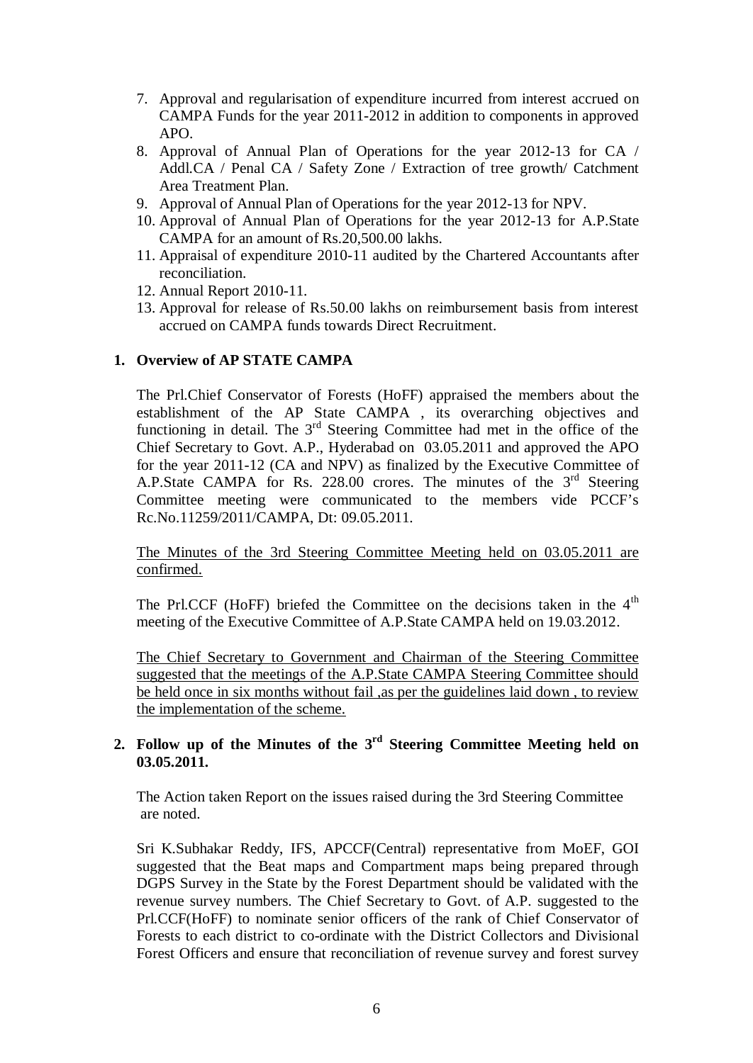7. Approval and regularisation of expenditure incurred from interest accrued on CAMPA Funds for the year 2011-2012 in addition to components in approved APO.
8. Approval of Annual Plan of Operations for the year 2012-13 for CA / Addl.CA / Penal CA / Safety Zone / Extraction of tree growth/ Catchment Area Treatment Plan.
9. Approval of Annual Plan of Operations for the year 2012-13 for NPV.
10. Approval of Annual Plan of Operations for the year 2012-13 for A.P.State CAMPA for an amount of Rs.20,500.00 lakhs.
11. Appraisal of expenditure 2010-11 audited by the Chartered Accountants after reconciliation.
12. Annual Report 2010-11.
13. Approval for release of Rs.50.00 lakhs on reimbursement basis from interest accrued on CAMPA funds towards Direct Recruitment.

**1. Overview of AP STATE CAMPA**

The Prl.Chief Conservator of Forests (HoFF) appraised the members about the establishment of the AP State CAMPA , its overarching objectives and functioning in detail. The 3rd Steering Committee had met in the office of the Chief Secretary to Govt. A.P., Hyderabad on 03.05.2011 and approved the APO for the year 2011-12 (CA and NPV) as finalized by the Executive Committee of A.P.State CAMPA for Rs. 228.00 crores. The minutes of the 3rd Steering Committee meeting were communicated to the members vide PCCF's Rc.No.11259/2011/CAMPA, Dt: 09.05.2011.

The Minutes of the 3rd Steering Committee Meeting held on 03.05.2011 are confirmed.

The Prl.CCF (HoFF) briefed the Committee on the decisions taken in the 4th meeting of the Executive Committee of A.P.State CAMPA held on 19.03.2012.

The Chief Secretary to Government and Chairman of the Steering Committee suggested that the meetings of the A.P.State CAMPA Steering Committee should be held once in six months without fail ,as per the guidelines laid down , to review the implementation of the scheme.

**2. Follow up of the Minutes of the 3rd Steering Committee Meeting held on 03.05.2011.**

The Action taken Report on the issues raised during the 3rd Steering Committee are noted.

Sri K.Subhakar Reddy, IFS, APCCF(Central) representative from MoEF, GOI suggested that the Beat maps and Compartment maps being prepared through DGPS Survey in the State by the Forest Department should be validated with the revenue survey numbers. The Chief Secretary to Govt. of A.P. suggested to the Prl.CCF(HoFF) to nominate senior officers of the rank of Chief Conservator of Forests to each district to co-ordinate with the District Collectors and Divisional Forest Officers and ensure that reconciliation of revenue survey and forest survey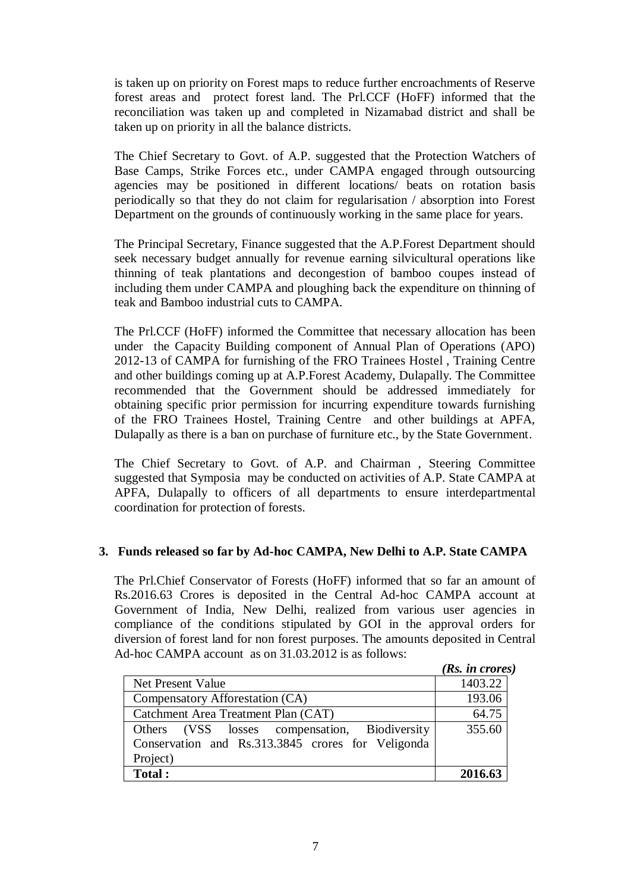is taken up on priority on Forest maps to reduce further encroachments of Reserve forest areas and protect forest land. The Prl.CCF (HoFF) informed that the reconciliation was taken up and completed in Nizamabad district and shall be taken up on priority in all the balance districts.

The Chief Secretary to Govt. of A.P. suggested that the Protection Watchers of Base Camps, Strike Forces etc., under CAMPA engaged through outsourcing agencies may be positioned in different locations/ beats on rotation basis periodically so that they do not claim for regularisation / absorption into Forest Department on the grounds of continuously working in the same place for years.

The Principal Secretary, Finance suggested that the A.P.Forest Department should seek necessary budget annually for revenue earning silvicultural operations like thinning of teak plantations and decongestion of bamboo coupes instead of including them under CAMPA and ploughing back the expenditure on thinning of teak and Bamboo industrial cuts to CAMPA.

The Prl.CCF (HoFF) informed the Committee that necessary allocation has been under the Capacity Building component of Annual Plan of Operations (APO) 2012-13 of CAMPA for furnishing of the FRO Trainees Hostel , Training Centre and other buildings coming up at A.P.Forest Academy, Dulapally. The Committee recommended that the Government should be addressed immediately for obtaining specific prior permission for incurring expenditure towards furnishing of the FRO Trainees Hostel, Training Centre and other buildings at APFA, Dulapally as there is a ban on purchase of furniture etc., by the State Government.

The Chief Secretary to Govt. of A.P. and Chairman , Steering Committee suggested that Symposia may be conducted on activities of A.P. State CAMPA at APFA, Dulapally to officers of all departments to ensure interdepartmental coordination for protection of forests.

### 3. Funds released so far by Ad-hoc CAMPA, New Delhi to A.P. State CAMPA

The Prl.Chief Conservator of Forests (HoFF) informed that so far an amount of Rs.2016.63 Crores is deposited in the Central Ad-hoc CAMPA account at Government of India, New Delhi, realized from various user agencies in compliance of the conditions stipulated by GOI in the approval orders for diversion of forest land for non forest purposes. The amounts deposited in Central Ad-hoc CAMPA account as on 31.03.2012 is as follows:

*(Rs. in crores)*

| | |
|---|---|
| Net Present Value | 1403.22 |
| Compensatory Afforestation (CA) | 193.06 |
| Catchment Area Treatment Plan (CAT) | 64.75 |
| Others (VSS losses compensation, Biodiversity Conservation and Rs.313.3845 crores for Veligonda Project) | 355.60 |
| **Total :** | **2016.63** |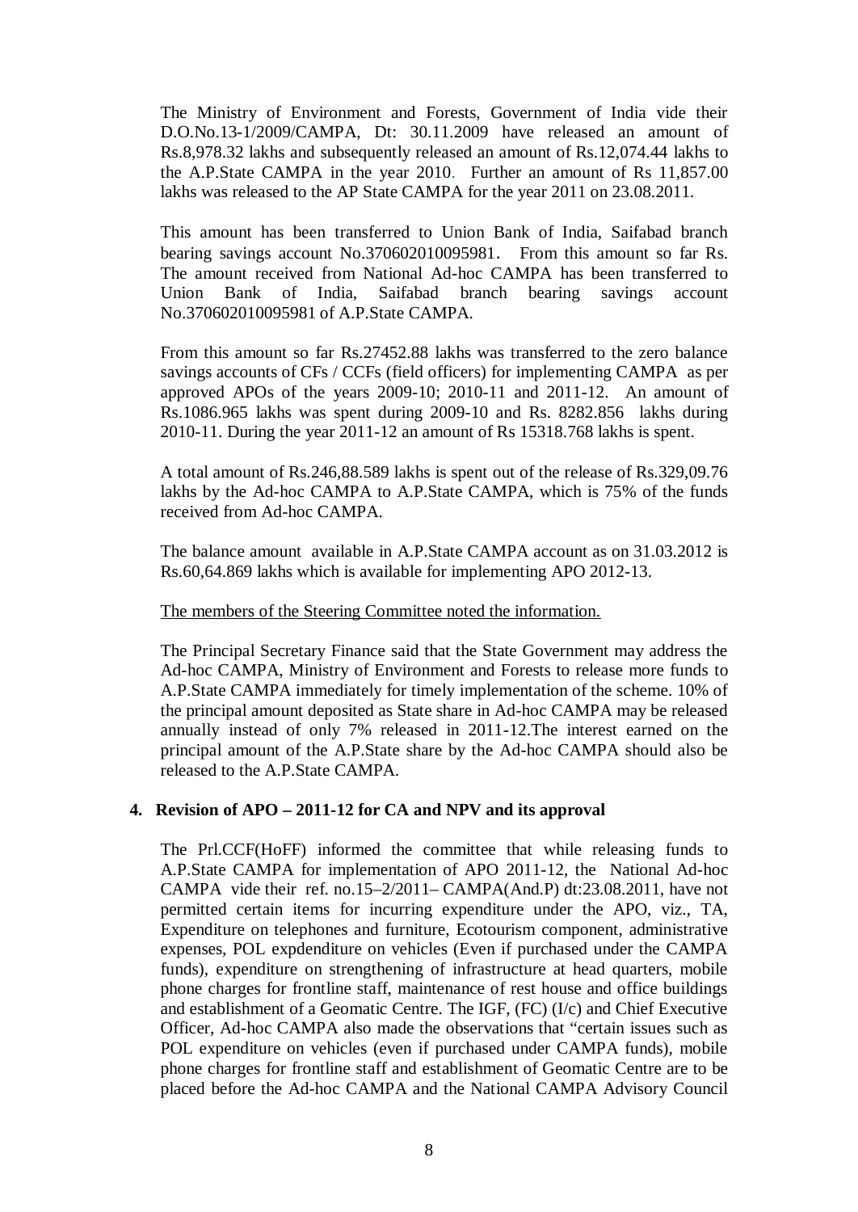The Ministry of Environment and Forests, Government of India vide their D.O.No.13-1/2009/CAMPA, Dt: 30.11.2009 have released an amount of Rs.8,978.32 lakhs and subsequently released an amount of Rs.12,074.44 lakhs to the A.P.State CAMPA in the year 2010. Further an amount of Rs 11,857.00 lakhs was released to the AP State CAMPA for the year 2011 on 23.08.2011.

This amount has been transferred to Union Bank of India, Saifabad branch bearing savings account No.370602010095981. From this amount so far Rs. The amount received from National Ad-hoc CAMPA has been transferred to Union Bank of India, Saifabad branch bearing savings account No.370602010095981 of A.P.State CAMPA.

From this amount so far Rs.27452.88 lakhs was transferred to the zero balance savings accounts of CFs / CCFs (field officers) for implementing CAMPA as per approved APOs of the years 2009-10; 2010-11 and 2011-12. An amount of Rs.1086.965 lakhs was spent during 2009-10 and Rs. 8282.856 lakhs during 2010-11. During the year 2011-12 an amount of Rs 15318.768 lakhs is spent.

A total amount of Rs.246,88.589 lakhs is spent out of the release of Rs.329,09.76 lakhs by the Ad-hoc CAMPA to A.P.State CAMPA, which is 75% of the funds received from Ad-hoc CAMPA.

The balance amount available in A.P.State CAMPA account as on 31.03.2012 is Rs.60,64.869 lakhs which is available for implementing APO 2012-13.

<u>The members of the Steering Committee noted the information.</u>

The Principal Secretary Finance said that the State Government may address the Ad-hoc CAMPA, Ministry of Environment and Forests to release more funds to A.P.State CAMPA immediately for timely implementation of the scheme. 10% of the principal amount deposited as State share in Ad-hoc CAMPA may be released annually instead of only 7% released in 2011-12.The interest earned on the principal amount of the A.P.State share by the Ad-hoc CAMPA should also be released to the A.P.State CAMPA.

**4. Revision of APO – 2011-12 for CA and NPV and its approval**

The Prl.CCF(HoFF) informed the committee that while releasing funds to A.P.State CAMPA for implementation of APO 2011-12, the National Ad-hoc CAMPA vide their ref. no.15–2/2011– CAMPA(And.P) dt:23.08.2011, have not permitted certain items for incurring expenditure under the APO, viz., TA, Expenditure on telephones and furniture, Ecotourism component, administrative expenses, POL expdenditure on vehicles (Even if purchased under the CAMPA funds), expenditure on strengthening of infrastructure at head quarters, mobile phone charges for frontline staff, maintenance of rest house and office buildings and establishment of a Geomatic Centre. The IGF, (FC) (I/c) and Chief Executive Officer, Ad-hoc CAMPA also made the observations that "certain issues such as POL expenditure on vehicles (even if purchased under CAMPA funds), mobile phone charges for frontline staff and establishment of Geomatic Centre are to be placed before the Ad-hoc CAMPA and the National CAMPA Advisory Council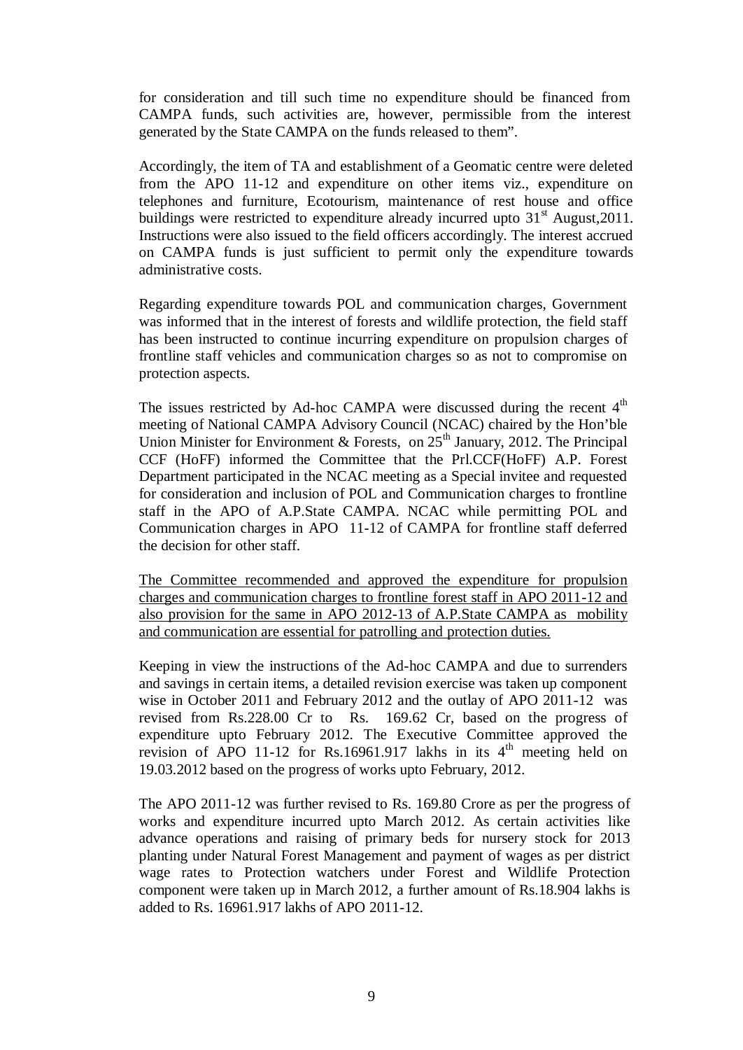for consideration and till such time no expenditure should be financed from CAMPA funds, such activities are, however, permissible from the interest generated by the State CAMPA on the funds released to them".

Accordingly, the item of TA and establishment of a Geomatic centre were deleted from the APO 11-12 and expenditure on other items viz., expenditure on telephones and furniture, Ecotourism, maintenance of rest house and office buildings were restricted to expenditure already incurred upto 31st August,2011. Instructions were also issued to the field officers accordingly. The interest accrued on CAMPA funds is just sufficient to permit only the expenditure towards administrative costs.

Regarding expenditure towards POL and communication charges, Government was informed that in the interest of forests and wildlife protection, the field staff has been instructed to continue incurring expenditure on propulsion charges of frontline staff vehicles and communication charges so as not to compromise on protection aspects.

The issues restricted by Ad-hoc CAMPA were discussed during the recent 4th meeting of National CAMPA Advisory Council (NCAC) chaired by the Hon'ble Union Minister for Environment & Forests, on 25th January, 2012. The Principal CCF (HoFF) informed the Committee that the Prl.CCF(HoFF) A.P. Forest Department participated in the NCAC meeting as a Special invitee and requested for consideration and inclusion of POL and Communication charges to frontline staff in the APO of A.P.State CAMPA. NCAC while permitting POL and Communication charges in APO 11-12 of CAMPA for frontline staff deferred the decision for other staff.

<u>The Committee recommended and approved the expenditure for propulsion charges and communication charges to frontline forest staff in APO 2011-12 and also provision for the same in APO 2012-13 of A.P.State CAMPA as mobility and communication are essential for patrolling and protection duties.</u>

Keeping in view the instructions of the Ad-hoc CAMPA and due to surrenders and savings in certain items, a detailed revision exercise was taken up component wise in October 2011 and February 2012 and the outlay of APO 2011-12 was revised from Rs.228.00 Cr to Rs. 169.62 Cr, based on the progress of expenditure upto February 2012. The Executive Committee approved the revision of APO 11-12 for Rs.16961.917 lakhs in its 4th meeting held on 19.03.2012 based on the progress of works upto February, 2012.

The APO 2011-12 was further revised to Rs. 169.80 Crore as per the progress of works and expenditure incurred upto March 2012. As certain activities like advance operations and raising of primary beds for nursery stock for 2013 planting under Natural Forest Management and payment of wages as per district wage rates to Protection watchers under Forest and Wildlife Protection component were taken up in March 2012, a further amount of Rs.18.904 lakhs is added to Rs. 16961.917 lakhs of APO 2011-12.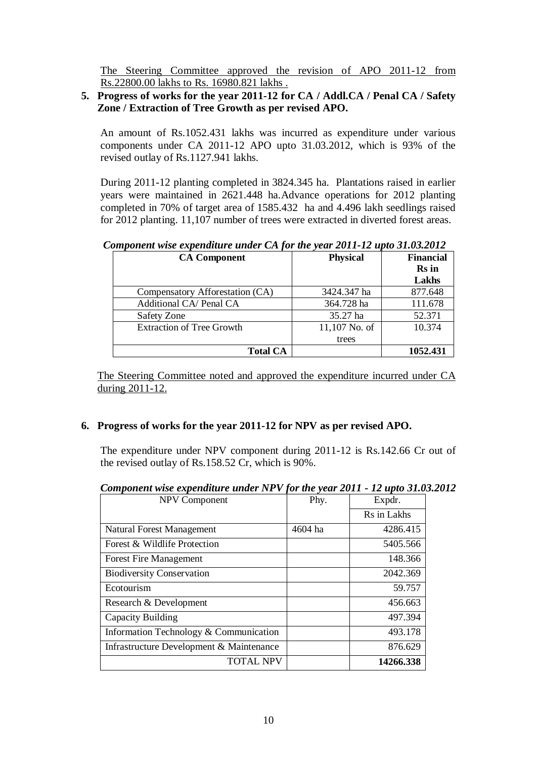The Steering Committee approved the revision of APO 2011-12 from Rs.22800.00 lakhs to Rs. 16980.821 lakhs .

**5. Progress of works for the year 2011-12 for CA / Addl.CA / Penal CA / Safety Zone / Extraction of Tree Growth as per revised APO.**

An amount of Rs.1052.431 lakhs was incurred as expenditure under various components under CA 2011-12 APO upto 31.03.2012, which is 93% of the revised outlay of Rs.1127.941 lakhs.

During 2011-12 planting completed in 3824.345 ha. Plantations raised in earlier years were maintained in 2621.448 ha.Advance operations for 2012 planting completed in 70% of target area of 1585.432 ha and 4.496 lakh seedlings raised for 2012 planting. 11,107 number of trees were extracted in diverted forest areas.

***Component wise expenditure under CA for the year 2011-12 upto 31.03.2012***

| CA Component | Physical | Financial Rs in Lakhs |
|---|---|---|
| Compensatory Afforestation (CA) | 3424.347 ha | 877.648 |
| Additional CA/ Penal CA | 364.728 ha | 111.678 |
| Safety Zone | 35.27 ha | 52.371 |
| Extraction of Tree Growth | 11,107 No. of trees | 10.374 |
| **Total CA** | | **1052.431** |

The Steering Committee noted and approved the expenditure incurred under CA during 2011-12.

**6. Progress of works for the year 2011-12 for NPV as per revised APO.**

The expenditure under NPV component during 2011-12 is Rs.142.66 Cr out of the revised outlay of Rs.158.52 Cr, which is 90%.

***Component wise expenditure under NPV for the year 2011 - 12 upto 31.03.2012***

| NPV Component | Phy. | Expdr. |
|---|---|---|
| | | Rs in Lakhs |
| Natural Forest Management | 4604 ha | 4286.415 |
| Forest & Wildlife Protection | | 5405.566 |
| Forest Fire Management | | 148.366 |
| Biodiversity Conservation | | 2042.369 |
| Ecotourism | | 59.757 |
| Research & Development | | 456.663 |
| Capacity Building | | 497.394 |
| Information Technology & Communication | | 493.178 |
| Infrastructure Development & Maintenance | | 876.629 |
| TOTAL NPV | | **14266.338** |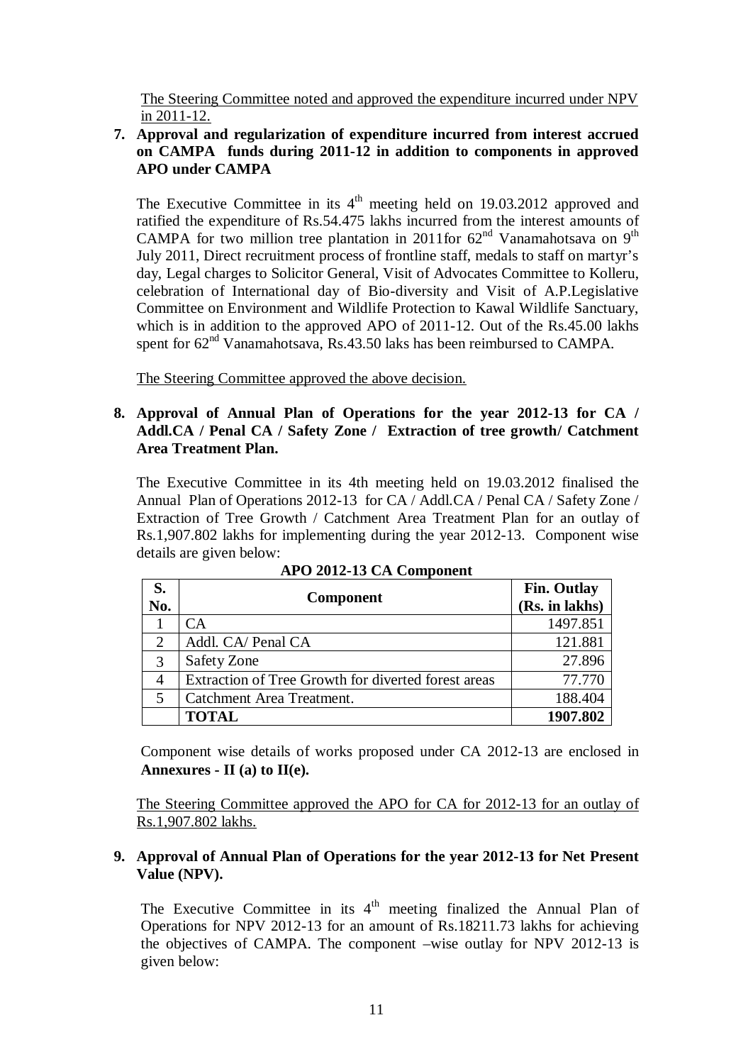The Steering Committee noted and approved the expenditure incurred under NPV in 2011-12.

**7. Approval and regularization of expenditure incurred from interest accrued on CAMPA funds during 2011-12 in addition to components in approved APO under CAMPA**

The Executive Committee in its 4th meeting held on 19.03.2012 approved and ratified the expenditure of Rs.54.475 lakhs incurred from the interest amounts of CAMPA for two million tree plantation in 2011for 62nd Vanamahotsava on 9th July 2011, Direct recruitment process of frontline staff, medals to staff on martyr's day, Legal charges to Solicitor General, Visit of Advocates Committee to Kolleru, celebration of International day of Bio-diversity and Visit of A.P.Legislative Committee on Environment and Wildlife Protection to Kawal Wildlife Sanctuary, which is in addition to the approved APO of 2011-12. Out of the Rs.45.00 lakhs spent for 62nd Vanamahotsava, Rs.43.50 laks has been reimbursed to CAMPA.

The Steering Committee approved the above decision.

**8. Approval of Annual Plan of Operations for the year 2012-13 for CA / Addl.CA / Penal CA / Safety Zone / Extraction of tree growth/ Catchment Area Treatment Plan.**

The Executive Committee in its 4th meeting held on 19.03.2012 finalised the Annual Plan of Operations 2012-13 for CA / Addl.CA / Penal CA / Safety Zone / Extraction of Tree Growth / Catchment Area Treatment Plan for an outlay of Rs.1,907.802 lakhs for implementing during the year 2012-13. Component wise details are given below:

**APO 2012-13 CA Component**

| S. No. | Component | Fin. Outlay (Rs. in lakhs) |
|---|---|---|
| 1 | CA | 1497.851 |
| 2 | Addl. CA/ Penal CA | 121.881 |
| 3 | Safety Zone | 27.896 |
| 4 | Extraction of Tree Growth for diverted forest areas | 77.770 |
| 5 | Catchment Area Treatment. | 188.404 |
| | **TOTAL** | **1907.802** |

Component wise details of works proposed under CA 2012-13 are enclosed in **Annexures - II (a) to II(e).**

The Steering Committee approved the APO for CA for 2012-13 for an outlay of Rs.1,907.802 lakhs.

**9. Approval of Annual Plan of Operations for the year 2012-13 for Net Present Value (NPV).**

The Executive Committee in its 4th meeting finalized the Annual Plan of Operations for NPV 2012-13 for an amount of Rs.18211.73 lakhs for achieving the objectives of CAMPA. The component –wise outlay for NPV 2012-13 is given below: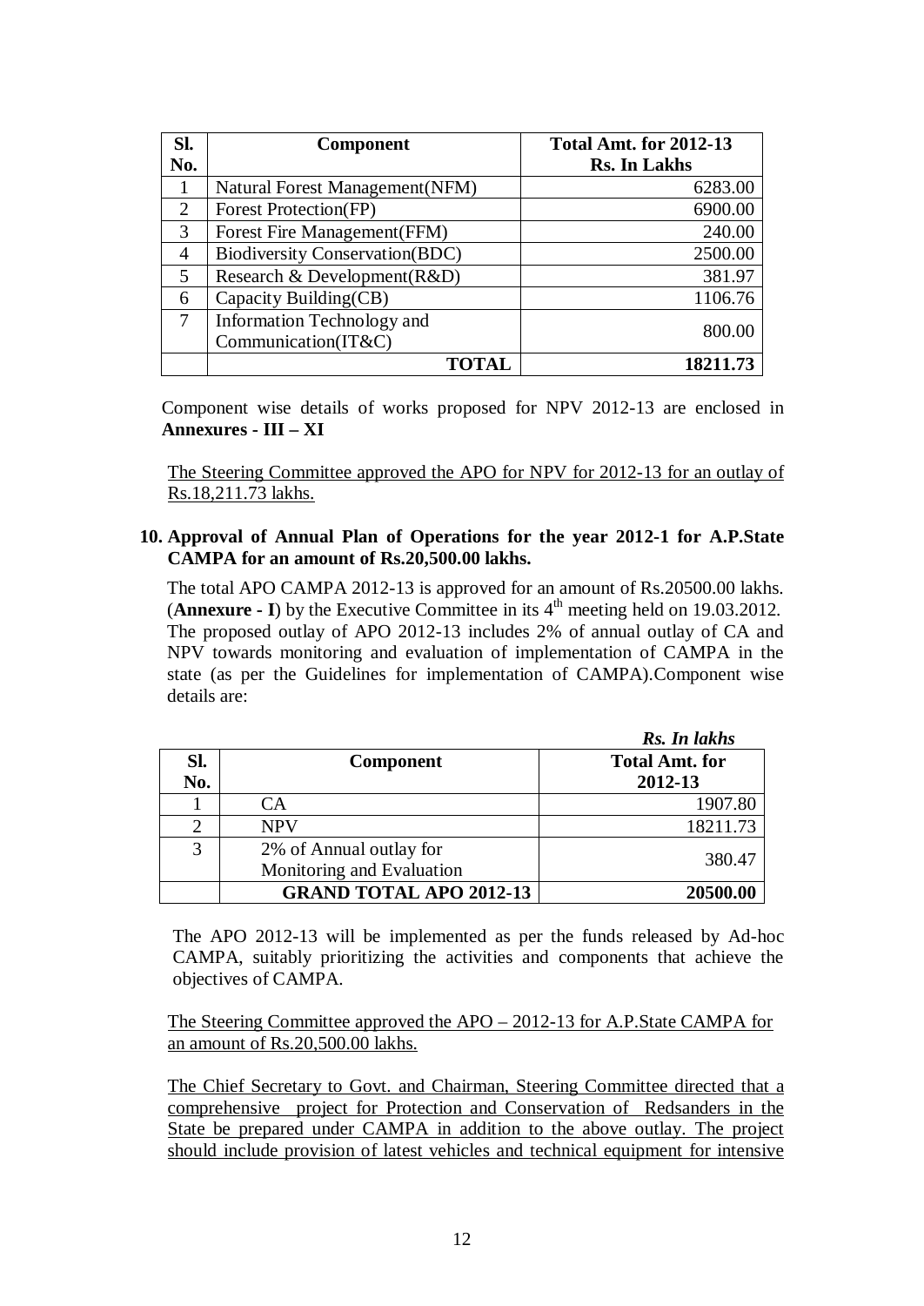| Sl. No. | Component | Total Amt. for 2012-13 Rs. In Lakhs |
|---|---|---|
| 1 | Natural Forest Management(NFM) | 6283.00 |
| 2 | Forest Protection(FP) | 6900.00 |
| 3 | Forest Fire Management(FFM) | 240.00 |
| 4 | Biodiversity Conservation(BDC) | 2500.00 |
| 5 | Research & Development(R&D) | 381.97 |
| 6 | Capacity Building(CB) | 1106.76 |
| 7 | Information Technology and Communication(IT&C) | 800.00 |
| | **TOTAL** | **18211.73** |

Component wise details of works proposed for NPV 2012-13 are enclosed in **Annexures - III – XI**

The Steering Committee approved the APO for NPV for 2012-13 for an outlay of Rs.18,211.73 lakhs.

**10. Approval of Annual Plan of Operations for the year 2012-1 for A.P.State CAMPA for an amount of Rs.20,500.00 lakhs.**

The total APO CAMPA 2012-13 is approved for an amount of Rs.20500.00 lakhs. (**Annexure - I**) by the Executive Committee in its 4th meeting held on 19.03.2012. The proposed outlay of APO 2012-13 includes 2% of annual outlay of CA and NPV towards monitoring and evaluation of implementation of CAMPA in the state (as per the Guidelines for implementation of CAMPA).Component wise details are:

***Rs. In lakhs***

| Sl. No. | Component | Total Amt. for 2012-13 |
|---|---|---|
| 1 | CA | 1907.80 |
| 2 | NPV | 18211.73 |
| 3 | 2% of Annual outlay for Monitoring and Evaluation | 380.47 |
| | **GRAND TOTAL APO 2012-13** | **20500.00** |

The APO 2012-13 will be implemented as per the funds released by Ad-hoc CAMPA, suitably prioritizing the activities and components that achieve the objectives of CAMPA.

The Steering Committee approved the APO – 2012-13 for A.P.State CAMPA for an amount of Rs.20,500.00 lakhs.

The Chief Secretary to Govt. and Chairman, Steering Committee directed that a comprehensive project for Protection and Conservation of Redsanders in the State be prepared under CAMPA in addition to the above outlay. The project should include provision of latest vehicles and technical equipment for intensive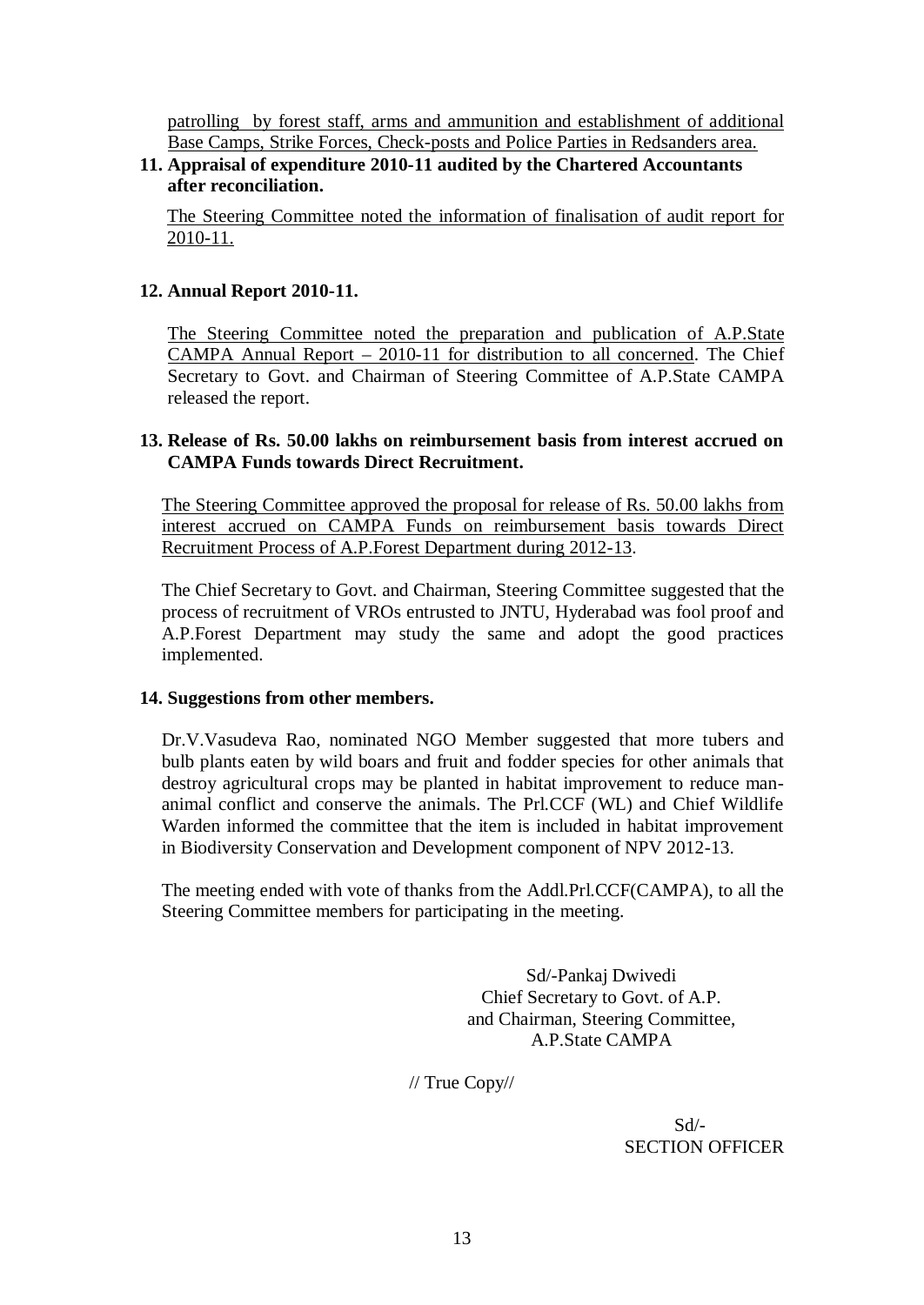patrolling by forest staff, arms and ammunition and establishment of additional Base Camps, Strike Forces, Check-posts and Police Parties in Redsanders area.

**11. Appraisal of expenditure 2010-11 audited by the Chartered Accountants after reconciliation.**

The Steering Committee noted the information of finalisation of audit report for 2010-11.

**12. Annual Report 2010-11.**

The Steering Committee noted the preparation and publication of A.P.State CAMPA Annual Report – 2010-11 for distribution to all concerned. The Chief Secretary to Govt. and Chairman of Steering Committee of A.P.State CAMPA released the report.

**13. Release of Rs. 50.00 lakhs on reimbursement basis from interest accrued on CAMPA Funds towards Direct Recruitment.**

The Steering Committee approved the proposal for release of Rs. 50.00 lakhs from interest accrued on CAMPA Funds on reimbursement basis towards Direct Recruitment Process of A.P.Forest Department during 2012-13.

The Chief Secretary to Govt. and Chairman, Steering Committee suggested that the process of recruitment of VROs entrusted to JNTU, Hyderabad was fool proof and A.P.Forest Department may study the same and adopt the good practices implemented.

**14. Suggestions from other members.**

Dr.V.Vasudeva Rao, nominated NGO Member suggested that more tubers and bulb plants eaten by wild boars and fruit and fodder species for other animals that destroy agricultural crops may be planted in habitat improvement to reduce man-animal conflict and conserve the animals. The Prl.CCF (WL) and Chief Wildlife Warden informed the committee that the item is included in habitat improvement in Biodiversity Conservation and Development component of NPV 2012-13.

The meeting ended with vote of thanks from the Addl.Prl.CCF(CAMPA), to all the Steering Committee members for participating in the meeting.

Sd/-Pankaj Dwivedi
Chief Secretary to Govt. of A.P.
and Chairman, Steering Committee,
A.P.State CAMPA

// True Copy//

Sd/-
SECTION OFFICER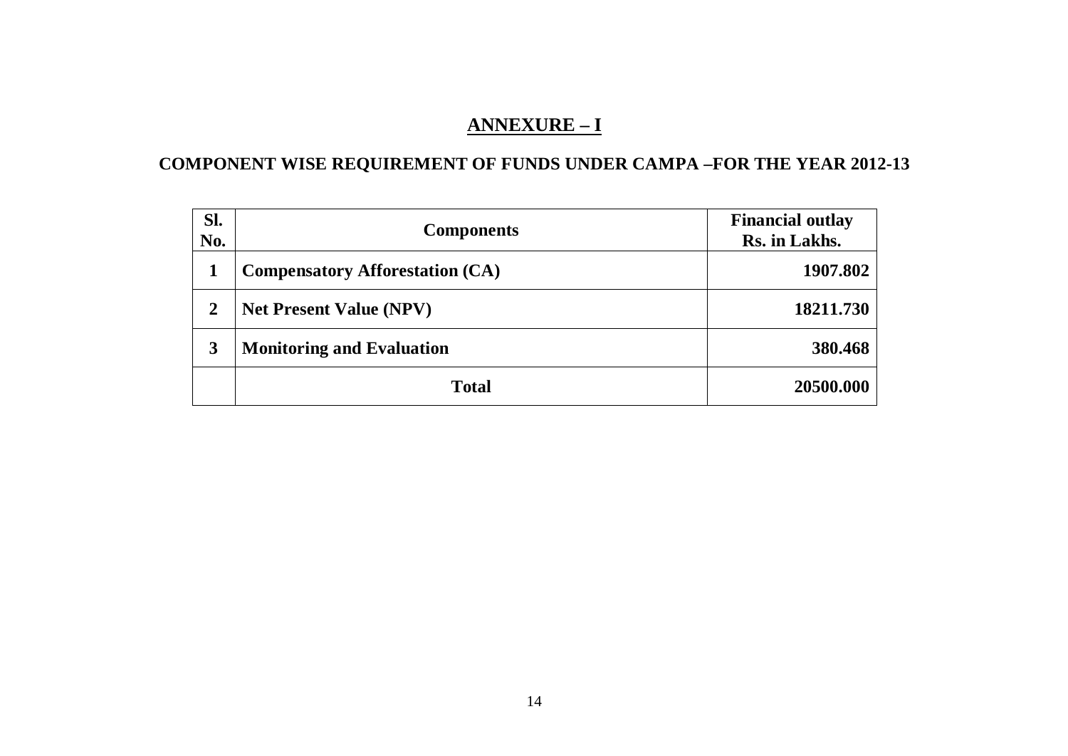## ANNEXURE – I

### COMPONENT WISE REQUIREMENT OF FUNDS UNDER CAMPA –FOR THE YEAR 2012-13

| Sl. No. | Components | Financial outlay Rs. in Lakhs. |
|---|---|---|
| 1 | **Compensatory Afforestation (CA)** | **1907.802** |
| 2 | **Net Present Value (NPV)** | **18211.730** |
| 3 | **Monitoring and Evaluation** | **380.468** |
| | **Total** | **20500.000** |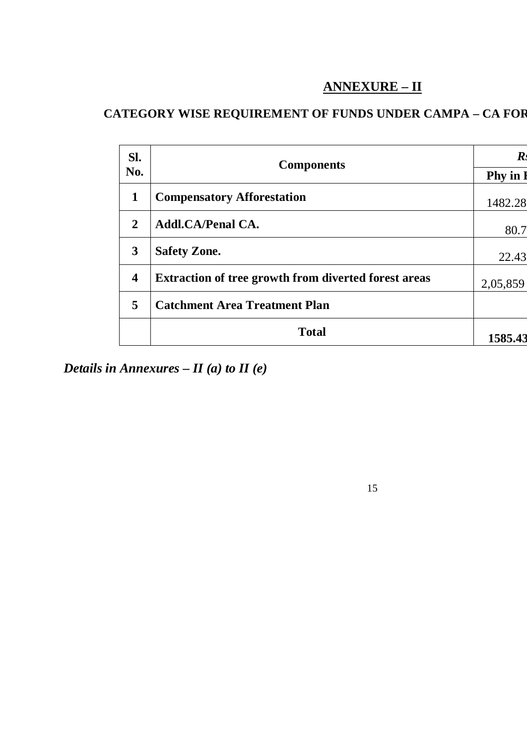## ANNEXURE – II

**CATEGORY WISE REQUIREMENT OF FUNDS UNDER CAMPA – CA FOR**

| Sl. No. | Components | *Rs* |
|---|---|---|
| | | **Phy in I** |
| **1** | **Compensatory Afforestation** | 1482.28 |
| **2** | **Addl.CA/Penal CA.** | 80.7 |
| **3** | **Safety Zone.** | 22.43 |
| **4** | **Extraction of tree growth from diverted forest areas** | 2,05,859 |
| **5** | **Catchment Area Treatment Plan** | |
| | **Total** | **1585.43** |

***Details in Annexures – II (a) to II (e)***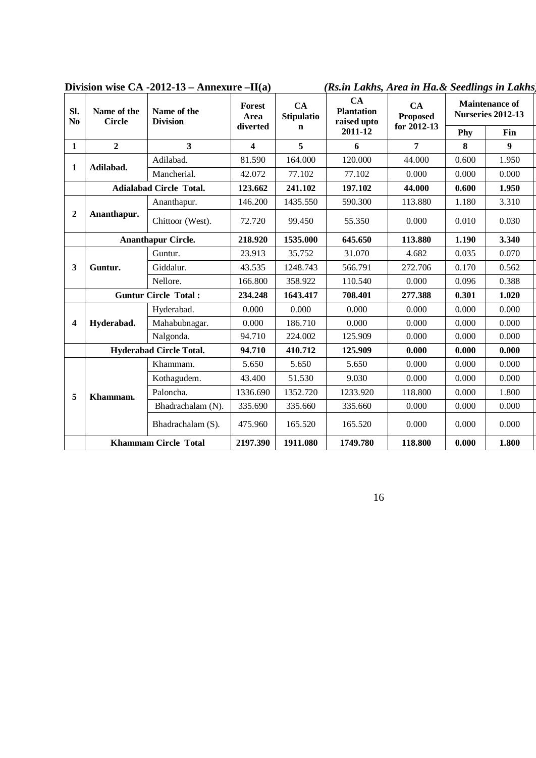**Division wise CA -2012-13 – Annexure –II(a)** *(Rs.in Lakhs, Area in Ha.& Seedlings in Lakhs)*

| Sl. No | Name of the Circle | Name of the Division | Forest Area diverted | CA Stipulation | CA Plantation raised upto 2011-12 | CA Proposed for 2012-13 | Maintenance of Nurseries 2012-13 | |
|---|---|---|---|---|---|---|---|---|
| | | | | | | | Phy | Fin |
| 1 | 2 | 3 | 4 | 5 | 6 | 7 | 8 | 9 |
| 1 | Adilabad. | Adilabad. | 81.590 | 164.000 | 120.000 | 44.000 | 0.600 | 1.950 |
| | | Mancherial. | 42.072 | 77.102 | 77.102 | 0.000 | 0.000 | 0.000 |
| | **Adialabad Circle Total.** | | **123.662** | **241.102** | **197.102** | **44.000** | **0.600** | **1.950** |
| 2 | Ananthapur. | Ananthapur. | 146.200 | 1435.550 | 590.300 | 113.880 | 1.180 | 3.310 |
| | | Chittoor (West). | 72.720 | 99.450 | 55.350 | 0.000 | 0.010 | 0.030 |
| | **Ananthapur Circle.** | | **218.920** | **1535.000** | **645.650** | **113.880** | **1.190** | **3.340** |
| 3 | Guntur. | Guntur. | 23.913 | 35.752 | 31.070 | 4.682 | 0.035 | 0.070 |
| | | Giddalur. | 43.535 | 1248.743 | 566.791 | 272.706 | 0.170 | 0.562 |
| | | Nellore. | 166.800 | 358.922 | 110.540 | 0.000 | 0.096 | 0.388 |
| | **Guntur Circle Total :** | | **234.248** | **1643.417** | **708.401** | **277.388** | **0.301** | **1.020** |
| 4 | Hyderabad. | Hyderabad. | 0.000 | 0.000 | 0.000 | 0.000 | 0.000 | 0.000 |
| | | Mahabubnagar. | 0.000 | 186.710 | 0.000 | 0.000 | 0.000 | 0.000 |
| | | Nalgonda. | 94.710 | 224.002 | 125.909 | 0.000 | 0.000 | 0.000 |
| | **Hyderabad Circle Total.** | | **94.710** | **410.712** | **125.909** | **0.000** | **0.000** | **0.000** |
| 5 | Khammam. | Khammam. | 5.650 | 5.650 | 5.650 | 0.000 | 0.000 | 0.000 |
| | | Kothagudem. | 43.400 | 51.530 | 9.030 | 0.000 | 0.000 | 0.000 |
| | | Paloncha. | 1336.690 | 1352.720 | 1233.920 | 118.800 | 0.000 | 1.800 |
| | | Bhadrachalam (N). | 335.690 | 335.660 | 335.660 | 0.000 | 0.000 | 0.000 |
| | | Bhadrachalam (S). | 475.960 | 165.520 | 165.520 | 0.000 | 0.000 | 0.000 |
| | **Khammam Circle Total** | | **2197.390** | **1911.080** | **1749.780** | **118.800** | **0.000** | **1.800** |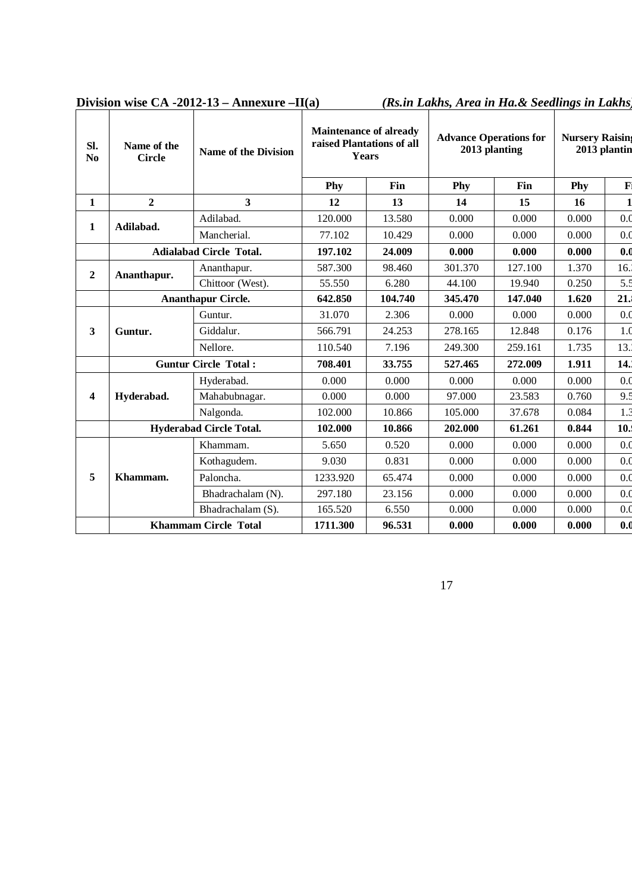**Division wise CA -2012-13 – Annexure –II(a)** *(Rs.in Lakhs, Area in Ha.& Seedlings in Lakhs)*

| Sl. No | Name of the Circle | Name of the Division | Maintenance of already raised Plantations of all Years | | Advance Operations for 2013 planting | | Nursery Raising 2013 planting | |
|---|---|---|---|---|---|---|---|---|
| | | | Phy | Fin | Phy | Fin | Phy | Fi |
| 1 | 2 | 3 | 12 | 13 | 14 | 15 | 16 | 1 |
| 1 | Adilabad. | Adilabad. | 120.000 | 13.580 | 0.000 | 0.000 | 0.000 | 0.0 |
| | | Mancherial. | 77.102 | 10.429 | 0.000 | 0.000 | 0.000 | 0.0 |
| | **Adialabad Circle Total.** | | **197.102** | **24.009** | **0.000** | **0.000** | **0.000** | **0.0** |
| 2 | Ananthapur. | Ananthapur. | 587.300 | 98.460 | 301.370 | 127.100 | 1.370 | 16. |
| | | Chittoor (West). | 55.550 | 6.280 | 44.100 | 19.940 | 0.250 | 5.5 |
| | **Ananthapur Circle.** | | **642.850** | **104.740** | **345.470** | **147.040** | **1.620** | **21.** |
| 3 | Guntur. | Guntur. | 31.070 | 2.306 | 0.000 | 0.000 | 0.000 | 0.0 |
| | | Giddalur. | 566.791 | 24.253 | 278.165 | 12.848 | 0.176 | 1.0 |
| | | Nellore. | 110.540 | 7.196 | 249.300 | 259.161 | 1.735 | 13. |
| | **Guntur Circle Total :** | | **708.401** | **33.755** | **527.465** | **272.009** | **1.911** | **14.** |
| 4 | Hyderabad. | Hyderabad. | 0.000 | 0.000 | 0.000 | 0.000 | 0.000 | 0.0 |
| | | Mahabubnagar. | 0.000 | 0.000 | 97.000 | 23.583 | 0.760 | 9.5 |
| | | Nalgonda. | 102.000 | 10.866 | 105.000 | 37.678 | 0.084 | 1.3 |
| | **Hyderabad Circle Total.** | | **102.000** | **10.866** | **202.000** | **61.261** | **0.844** | **10.** |
| 5 | Khammam. | Khammam. | 5.650 | 0.520 | 0.000 | 0.000 | 0.000 | 0.0 |
| | | Kothagudem. | 9.030 | 0.831 | 0.000 | 0.000 | 0.000 | 0.0 |
| | | Paloncha. | 1233.920 | 65.474 | 0.000 | 0.000 | 0.000 | 0.0 |
| | | Bhadrachalam (N). | 297.180 | 23.156 | 0.000 | 0.000 | 0.000 | 0.0 |
| | | Bhadrachalam (S). | 165.520 | 6.550 | 0.000 | 0.000 | 0.000 | 0.0 |
| | **Khammam Circle Total** | | **1711.300** | **96.531** | **0.000** | **0.000** | **0.000** | **0.0** |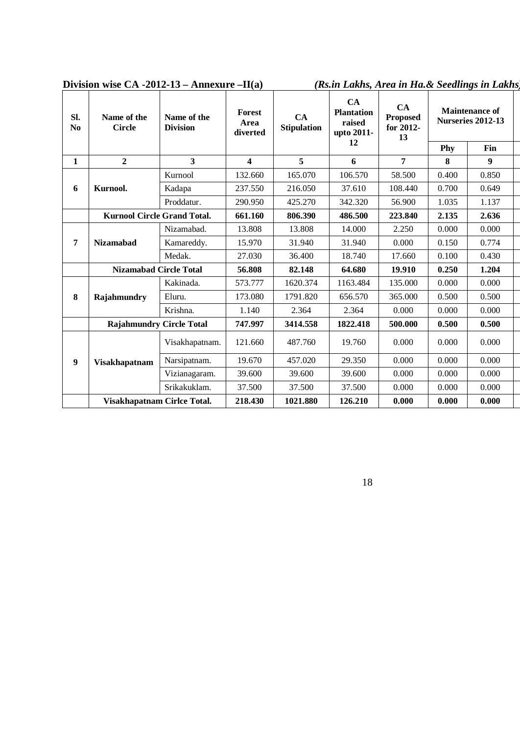**Division wise CA -2012-13 – Annexure –II(a)** *(Rs.in Lakhs, Area in Ha.& Seedlings in Lakhs)*

| Sl. No | Name of the Circle | Name of the Division | Forest Area diverted | CA Stipulation | CA Plantation raised upto 2011-12 | CA Proposed for 2012-13 | Maintenance of Nurseries 2012-13 | |
|---|---|---|---|---|---|---|---|---|
| | | | | | | | Phy | Fin |
| 1 | 2 | 3 | 4 | 5 | 6 | 7 | 8 | 9 |
| 6 | Kurnool. | Kurnool | 132.660 | 165.070 | 106.570 | 58.500 | 0.400 | 0.850 |
| | | Kadapa | 237.550 | 216.050 | 37.610 | 108.440 | 0.700 | 0.649 |
| | | Proddatur. | 290.950 | 425.270 | 342.320 | 56.900 | 1.035 | 1.137 |
| | **Kurnool Circle Grand Total.** | | **661.160** | **806.390** | **486.500** | **223.840** | **2.135** | **2.636** |
| 7 | Nizamabad | Nizamabad. | 13.808 | 13.808 | 14.000 | 2.250 | 0.000 | 0.000 |
| | | Kamareddy. | 15.970 | 31.940 | 31.940 | 0.000 | 0.150 | 0.774 |
| | | Medak. | 27.030 | 36.400 | 18.740 | 17.660 | 0.100 | 0.430 |
| | **Nizamabad Circle Total** | | **56.808** | **82.148** | **64.680** | **19.910** | **0.250** | **1.204** |
| 8 | Rajahmundry | Kakinada. | 573.777 | 1620.374 | 1163.484 | 135.000 | 0.000 | 0.000 |
| | | Eluru. | 173.080 | 1791.820 | 656.570 | 365.000 | 0.500 | 0.500 |
| | | Krishna. | 1.140 | 2.364 | 2.364 | 0.000 | 0.000 | 0.000 |
| | **Rajahmundry Circle Total** | | **747.997** | **3414.558** | **1822.418** | **500.000** | **0.500** | **0.500** |
| 9 | Visakhapatnam | Visakhapatnam. | 121.660 | 487.760 | 19.760 | 0.000 | 0.000 | 0.000 |
| | | Narsipatnam. | 19.670 | 457.020 | 29.350 | 0.000 | 0.000 | 0.000 |
| | | Vizianagaram. | 39.600 | 39.600 | 39.600 | 0.000 | 0.000 | 0.000 |
| | | Srikakuklam. | 37.500 | 37.500 | 37.500 | 0.000 | 0.000 | 0.000 |
| | **Visakhapatnam Cirlce Total.** | | **218.430** | **1021.880** | **126.210** | **0.000** | **0.000** | **0.000** |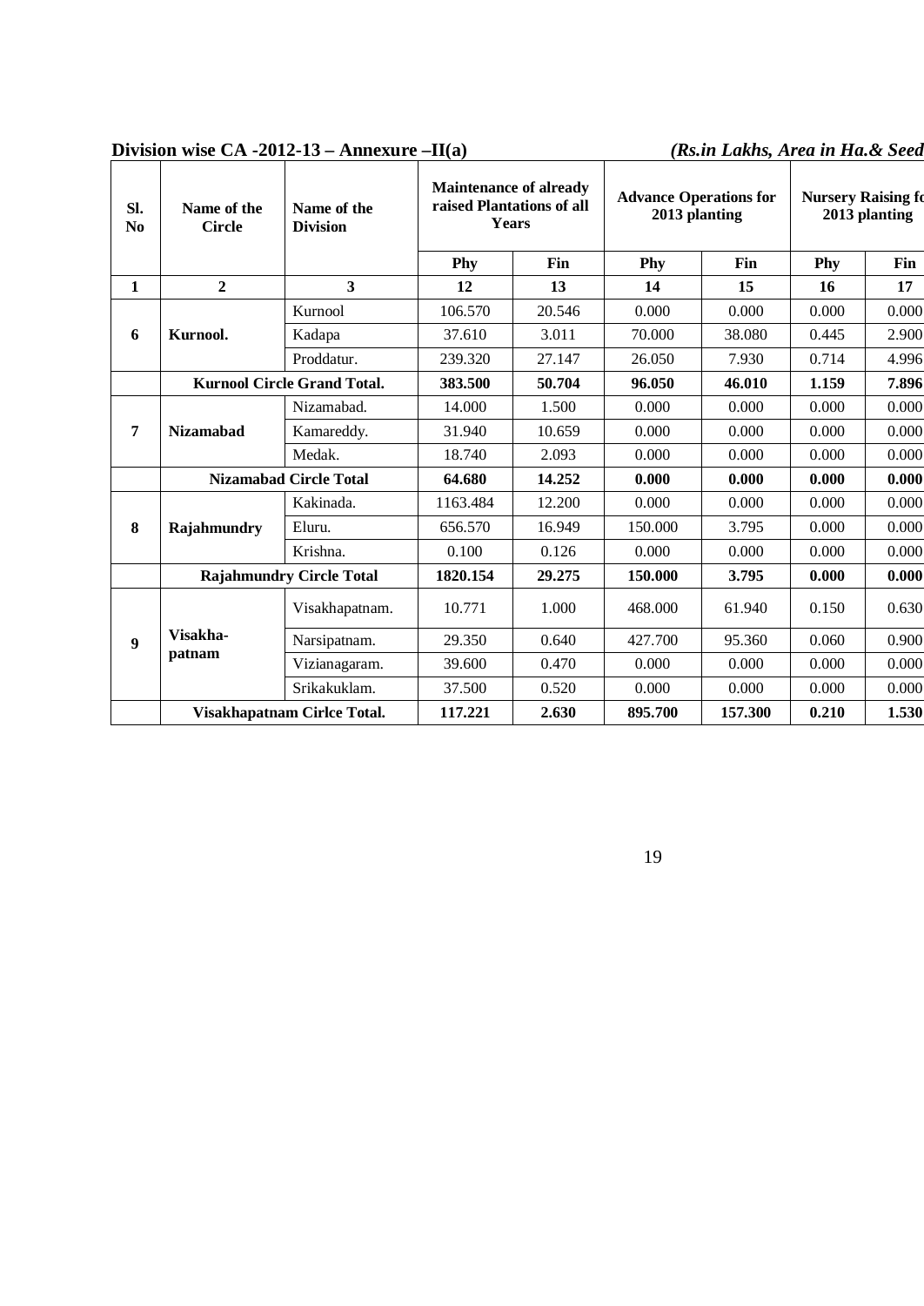**Division wise CA -2012-13 – Annexure –II(a)** *(Rs.in Lakhs, Area in Ha.& Seed*

| Sl. No | Name of the Circle | Name of the Division | Maintenance of already raised Plantations of all Years | | Advance Operations for 2013 planting | | Nursery Raising fo 2013 planting | |
|---|---|---|---|---|---|---|---|---|
| | | | Phy | Fin | Phy | Fin | Phy | Fin |
| 1 | 2 | 3 | 12 | 13 | 14 | 15 | 16 | 17 |
| 6 | Kurnool. | Kurnool | 106.570 | 20.546 | 0.000 | 0.000 | 0.000 | 0.000 |
| | | Kadapa | 37.610 | 3.011 | 70.000 | 38.080 | 0.445 | 2.900 |
| | | Proddatur. | 239.320 | 27.147 | 26.050 | 7.930 | 0.714 | 4.996 |
| | **Kurnool Circle Grand Total.** | | **383.500** | **50.704** | **96.050** | **46.010** | **1.159** | **7.896** |
| 7 | Nizamabad | Nizamabad. | 14.000 | 1.500 | 0.000 | 0.000 | 0.000 | 0.000 |
| | | Kamareddy. | 31.940 | 10.659 | 0.000 | 0.000 | 0.000 | 0.000 |
| | | Medak. | 18.740 | 2.093 | 0.000 | 0.000 | 0.000 | 0.000 |
| | **Nizamabad Circle Total** | | **64.680** | **14.252** | **0.000** | **0.000** | **0.000** | **0.000** |
| 8 | Rajahmundry | Kakinada. | 1163.484 | 12.200 | 0.000 | 0.000 | 0.000 | 0.000 |
| | | Eluru. | 656.570 | 16.949 | 150.000 | 3.795 | 0.000 | 0.000 |
| | | Krishna. | 0.100 | 0.126 | 0.000 | 0.000 | 0.000 | 0.000 |
| | **Rajahmundry Circle Total** | | **1820.154** | **29.275** | **150.000** | **3.795** | **0.000** | **0.000** |
| 9 | Visakha-patnam | Visakhapatnam. | 10.771 | 1.000 | 468.000 | 61.940 | 0.150 | 0.630 |
| | | Narsipatnam. | 29.350 | 0.640 | 427.700 | 95.360 | 0.060 | 0.900 |
| | | Vizianagaram. | 39.600 | 0.470 | 0.000 | 0.000 | 0.000 | 0.000 |
| | | Srikakuklam. | 37.500 | 0.520 | 0.000 | 0.000 | 0.000 | 0.000 |
| | **Visakhapatnam Cirlce Total.** | | **117.221** | **2.630** | **895.700** | **157.300** | **0.210** | **1.530** |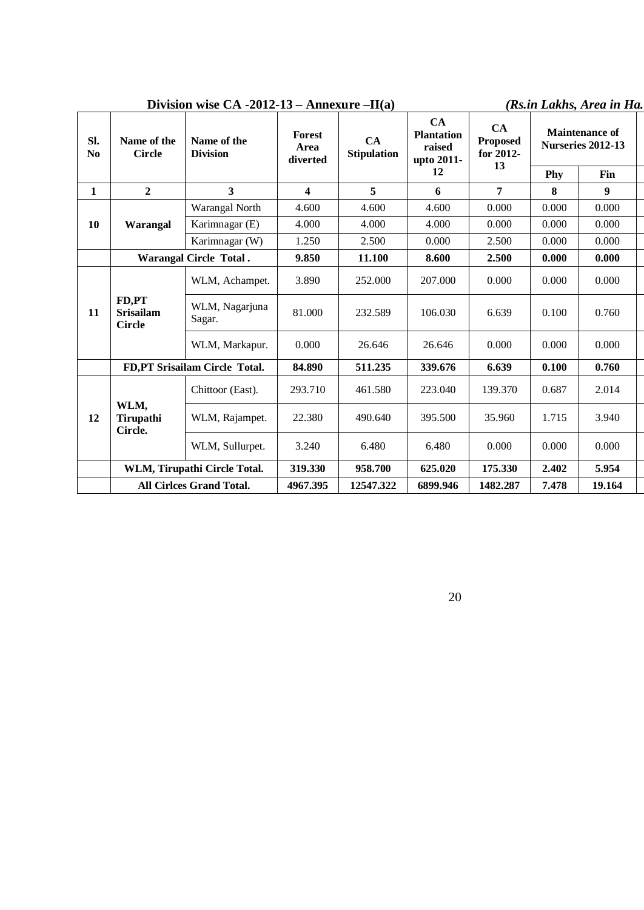**Division wise CA -2012-13 – Annexure –II(a)** *(Rs.in Lakhs, Area in Ha.*

| Sl. No | Name of the Circle | Name of the Division | Forest Area diverted | CA Stipulation | CA Plantation raised upto 2011-12 | CA Proposed for 2012-13 | Maintenance of Nurseries 2012-13 | |
|---|---|---|---|---|---|---|---|---|
| | | | | | | | Phy | Fin |
| 1 | 2 | 3 | 4 | 5 | 6 | 7 | 8 | 9 |
| 10 | Warangal | Warangal North | 4.600 | 4.600 | 4.600 | 0.000 | 0.000 | 0.000 |
| | | Karimnagar (E) | 4.000 | 4.000 | 4.000 | 0.000 | 0.000 | 0.000 |
| | | Karimnagar (W) | 1.250 | 2.500 | 0.000 | 2.500 | 0.000 | 0.000 |
| | **Warangal Circle Total .** | | **9.850** | **11.100** | **8.600** | **2.500** | **0.000** | **0.000** |
| 11 | FD,PT Srisailam Circle | WLM, Achampet. | 3.890 | 252.000 | 207.000 | 0.000 | 0.000 | 0.000 |
| | | WLM, Nagarjuna Sagar. | 81.000 | 232.589 | 106.030 | 6.639 | 0.100 | 0.760 |
| | | WLM, Markapur. | 0.000 | 26.646 | 26.646 | 0.000 | 0.000 | 0.000 |
| | **FD,PT Srisailam Circle Total.** | | **84.890** | **511.235** | **339.676** | **6.639** | **0.100** | **0.760** |
| 12 | WLM, Tirupathi Circle. | Chittoor (East). | 293.710 | 461.580 | 223.040 | 139.370 | 0.687 | 2.014 |
| | | WLM, Rajampet. | 22.380 | 490.640 | 395.500 | 35.960 | 1.715 | 3.940 |
| | | WLM, Sullurpet. | 3.240 | 6.480 | 6.480 | 0.000 | 0.000 | 0.000 |
| | **WLM, Tirupathi Circle Total.** | | **319.330** | **958.700** | **625.020** | **175.330** | **2.402** | **5.954** |
| | **All Cirlces Grand Total.** | | **4967.395** | **12547.322** | **6899.946** | **1482.287** | **7.478** | **19.164** |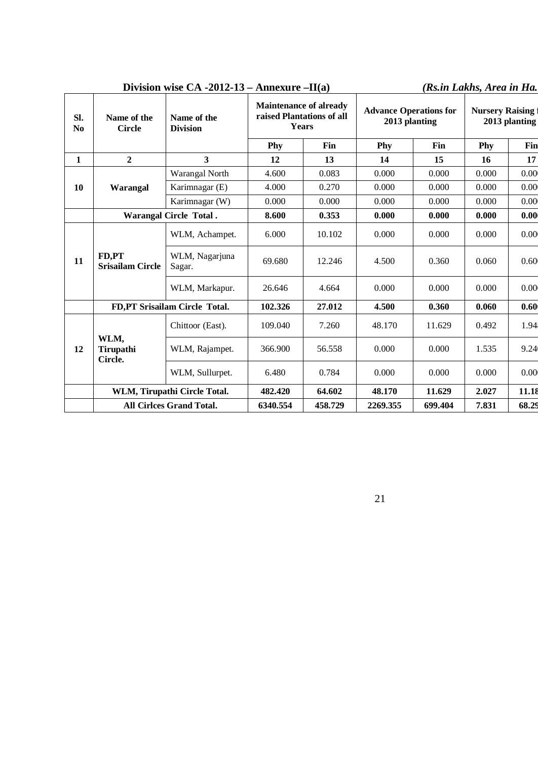**Division wise CA -2012-13 – Annexure –II(a)** *(Rs.in Lakhs, Area in Ha.*

| Sl. No | Name of the Circle | Name of the Division | Maintenance of already raised Plantations of all Years | | Advance Operations for 2013 planting | | Nursery Raising f 2013 planting | |
|---|---|---|---|---|---|---|---|---|
| | | | Phy | Fin | Phy | Fin | Phy | Fin |
| 1 | 2 | 3 | 12 | 13 | 14 | 15 | 16 | 17 |
| 10 | Warangal | Warangal North | 4.600 | 0.083 | 0.000 | 0.000 | 0.000 | 0.00 |
| | | Karimnagar (E) | 4.000 | 0.270 | 0.000 | 0.000 | 0.000 | 0.00 |
| | | Karimnagar (W) | 0.000 | 0.000 | 0.000 | 0.000 | 0.000 | 0.00 |
| | **Warangal Circle Total .** | | **8.600** | **0.353** | **0.000** | **0.000** | **0.000** | **0.00** |
| 11 | FD,PT Srisailam Circle | WLM, Achampet. | 6.000 | 10.102 | 0.000 | 0.000 | 0.000 | 0.00 |
| | | WLM, Nagarjuna Sagar. | 69.680 | 12.246 | 4.500 | 0.360 | 0.060 | 0.60 |
| | | WLM, Markapur. | 26.646 | 4.664 | 0.000 | 0.000 | 0.000 | 0.00 |
| | **FD,PT Srisailam Circle Total.** | | **102.326** | **27.012** | **4.500** | **0.360** | **0.060** | **0.60** |
| 12 | WLM, Tirupathi Circle. | Chittoor (East). | 109.040 | 7.260 | 48.170 | 11.629 | 0.492 | 1.94 |
| | | WLM, Rajampet. | 366.900 | 56.558 | 0.000 | 0.000 | 1.535 | 9.24 |
| | | WLM, Sullurpet. | 6.480 | 0.784 | 0.000 | 0.000 | 0.000 | 0.00 |
| | **WLM, Tirupathi Circle Total.** | | **482.420** | **64.602** | **48.170** | **11.629** | **2.027** | **11.18** |
| | **All Cirlces Grand Total.** | | **6340.554** | **458.729** | **2269.355** | **699.404** | **7.831** | **68.29** |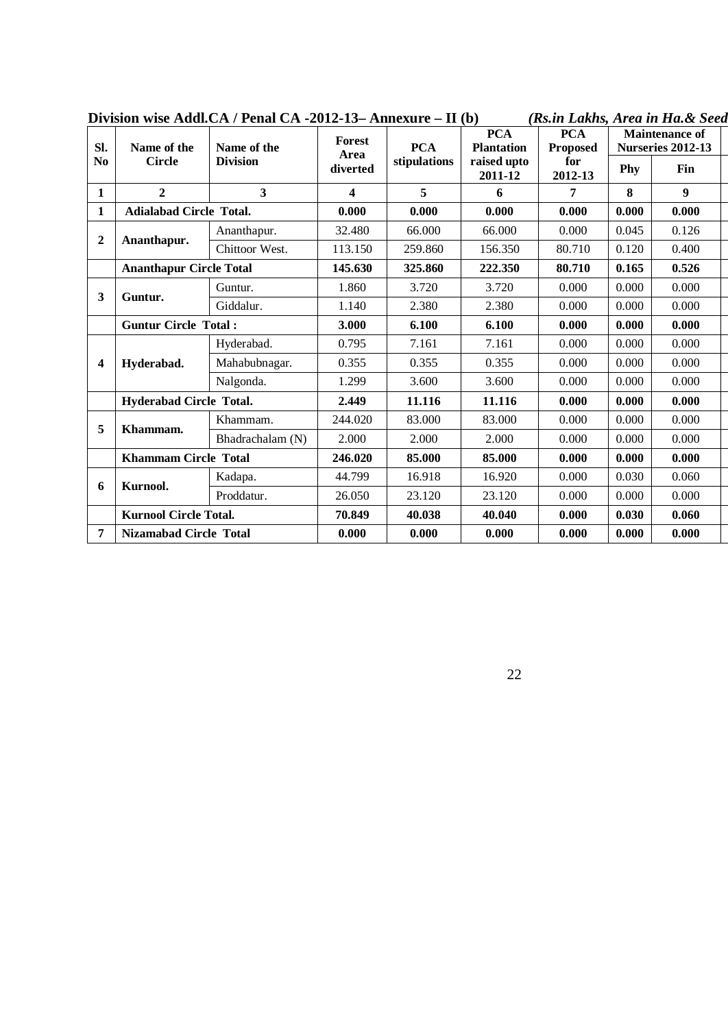**Division wise Addl.CA / Penal CA -2012-13– Annexure – II (b)** *(Rs.in Lakhs, Area in Ha.& Seed*

| Sl. No | Name of the Circle | Name of the Division | Forest Area diverted | PCA stipulations | PCA Plantation raised upto 2011-12 | PCA Proposed for 2012-13 | Maintenance of Nurseries 2012-13 | |
|---|---|---|---|---|---|---|---|---|
| | | | | | | | Phy | Fin |
| 1 | 2 | 3 | 4 | 5 | 6 | 7 | 8 | 9 |
| **1** | **Adialabad Circle Total.** | | **0.000** | **0.000** | **0.000** | **0.000** | **0.000** | **0.000** |
| **2** | **Ananthapur.** | Ananthapur. | 32.480 | 66.000 | 66.000 | 0.000 | 0.045 | 0.126 |
| | | Chittoor West. | 113.150 | 259.860 | 156.350 | 80.710 | 0.120 | 0.400 |
| | **Ananthapur Circle Total** | | **145.630** | **325.860** | **222.350** | **80.710** | **0.165** | **0.526** |
| **3** | **Guntur.** | Guntur. | 1.860 | 3.720 | 3.720 | 0.000 | 0.000 | 0.000 |
| | | Giddalur. | 1.140 | 2.380 | 2.380 | 0.000 | 0.000 | 0.000 |
| | **Guntur Circle Total :** | | **3.000** | **6.100** | **6.100** | **0.000** | **0.000** | **0.000** |
| **4** | **Hyderabad.** | Hyderabad. | 0.795 | 7.161 | 7.161 | 0.000 | 0.000 | 0.000 |
| | | Mahabubnagar. | 0.355 | 0.355 | 0.355 | 0.000 | 0.000 | 0.000 |
| | | Nalgonda. | 1.299 | 3.600 | 3.600 | 0.000 | 0.000 | 0.000 |
| | **Hyderabad Circle Total.** | | **2.449** | **11.116** | **11.116** | **0.000** | **0.000** | **0.000** |
| **5** | **Khammam.** | Khammam. | 244.020 | 83.000 | 83.000 | 0.000 | 0.000 | 0.000 |
| | | Bhadrachalam (N) | 2.000 | 2.000 | 2.000 | 0.000 | 0.000 | 0.000 |
| | **Khammam Circle Total** | | **246.020** | **85.000** | **85.000** | **0.000** | **0.000** | **0.000** |
| **6** | **Kurnool.** | Kadapa. | 44.799 | 16.918 | 16.920 | 0.000 | 0.030 | 0.060 |
| | | Proddatur. | 26.050 | 23.120 | 23.120 | 0.000 | 0.000 | 0.000 |
| | **Kurnool Circle Total.** | | **70.849** | **40.038** | **40.040** | **0.000** | **0.030** | **0.060** |
| **7** | **Nizamabad Circle Total** | | **0.000** | **0.000** | **0.000** | **0.000** | **0.000** | **0.000** |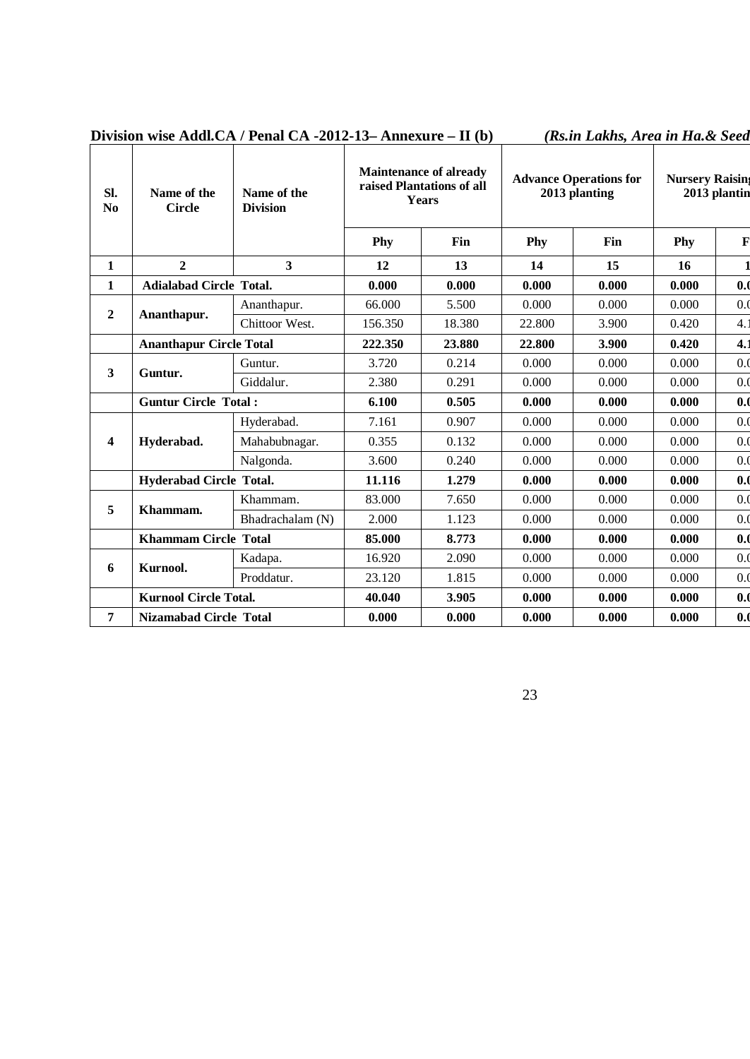**Division wise Addl.CA / Penal CA -2012-13– Annexure – II (b)** *(Rs.in Lakhs, Area in Ha.& Seed*

| Sl. No | Name of the Circle | Name of the Division | Maintenance of already raised Plantations of all Years | | Advance Operations for 2013 planting | | Nursery Raising 2013 plantin | |
|---|---|---|---|---|---|---|---|---|
| | | | Phy | Fin | Phy | Fin | Phy | F |
| 1 | 2 | 3 | 12 | 13 | 14 | 15 | 16 | 1 |
| **1** | **Adialabad Circle Total.** | | **0.000** | **0.000** | **0.000** | **0.000** | **0.000** | **0.0** |
| **2** | **Ananthapur.** | Ananthapur. | 66.000 | 5.500 | 0.000 | 0.000 | 0.000 | 0.0 |
| | | Chittoor West. | 156.350 | 18.380 | 22.800 | 3.900 | 0.420 | 4.1 |
| | **Ananthapur Circle Total** | | **222.350** | **23.880** | **22.800** | **3.900** | **0.420** | **4.1** |
| **3** | **Guntur.** | Guntur. | 3.720 | 0.214 | 0.000 | 0.000 | 0.000 | 0.0 |
| | | Giddalur. | 2.380 | 0.291 | 0.000 | 0.000 | 0.000 | 0.0 |
| | **Guntur Circle Total :** | | **6.100** | **0.505** | **0.000** | **0.000** | **0.000** | **0.0** |
| **4** | **Hyderabad.** | Hyderabad. | 7.161 | 0.907 | 0.000 | 0.000 | 0.000 | 0.0 |
| | | Mahabubnagar. | 0.355 | 0.132 | 0.000 | 0.000 | 0.000 | 0.0 |
| | | Nalgonda. | 3.600 | 0.240 | 0.000 | 0.000 | 0.000 | 0.0 |
| | **Hyderabad Circle Total.** | | **11.116** | **1.279** | **0.000** | **0.000** | **0.000** | **0.0** |
| **5** | **Khammam.** | Khammam. | 83.000 | 7.650 | 0.000 | 0.000 | 0.000 | 0.0 |
| | | Bhadrachalam (N) | 2.000 | 1.123 | 0.000 | 0.000 | 0.000 | 0.0 |
| | **Khammam Circle Total** | | **85.000** | **8.773** | **0.000** | **0.000** | **0.000** | **0.0** |
| **6** | **Kurnool.** | Kadapa. | 16.920 | 2.090 | 0.000 | 0.000 | 0.000 | 0.0 |
| | | Proddatur. | 23.120 | 1.815 | 0.000 | 0.000 | 0.000 | 0.0 |
| | **Kurnool Circle Total.** | | **40.040** | **3.905** | **0.000** | **0.000** | **0.000** | **0.0** |
| **7** | **Nizamabad Circle Total** | | **0.000** | **0.000** | **0.000** | **0.000** | **0.000** | **0.0** |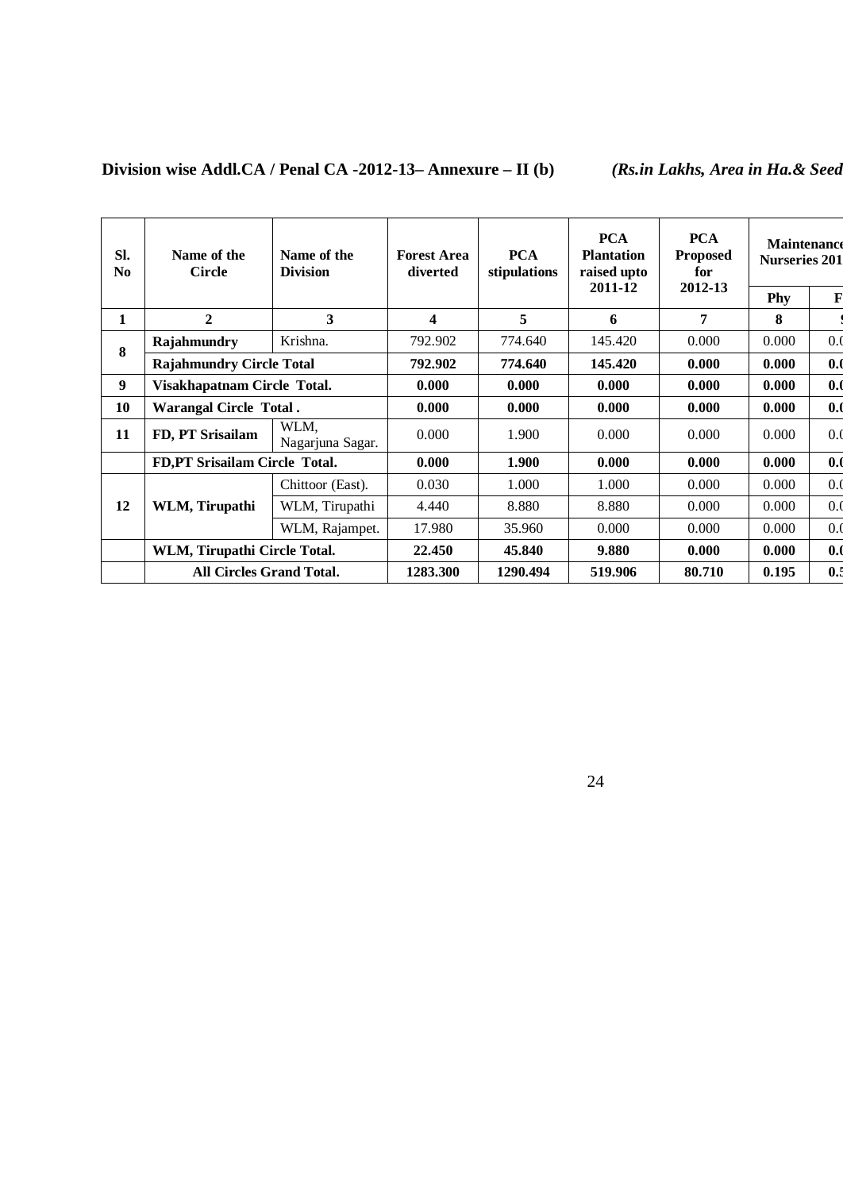**Division wise Addl.CA / Penal CA -2012-13– Annexure – II (b)** *(Rs.in Lakhs, Area in Ha.& Seed*

| Sl. No | Name of the Circle | Name of the Division | Forest Area diverted | PCA stipulations | PCA Plantation raised upto 2011-12 | PCA Proposed for 2012-13 | Maintenance Nurseries 201 | F |
|---|---|---|---|---|---|---|---|---|
| | | | | | | | Phy | F |
| 1 | 2 | 3 | 4 | 5 | 6 | 7 | 8 | 9 |
| 8 | Rajahmundry | Krishna. | 792.902 | 774.640 | 145.420 | 0.000 | 0.000 | 0.0 |
| | **Rajahmundry Circle Total** | | **792.902** | **774.640** | **145.420** | **0.000** | **0.000** | **0.0** |
| **9** | **Visakhapatnam Circle Total.** | | **0.000** | **0.000** | **0.000** | **0.000** | **0.000** | **0.0** |
| **10** | **Warangal Circle Total .** | | **0.000** | **0.000** | **0.000** | **0.000** | **0.000** | **0.0** |
| **11** | **FD, PT Srisailam** | WLM, Nagarjuna Sagar. | 0.000 | 1.900 | 0.000 | 0.000 | 0.000 | 0.0 |
| | **FD,PT Srisailam Circle Total.** | | **0.000** | **1.900** | **0.000** | **0.000** | **0.000** | **0.0** |
| **12** | **WLM, Tirupathi** | Chittoor (East). | 0.030 | 1.000 | 1.000 | 0.000 | 0.000 | 0.0 |
| | | WLM, Tirupathi | 4.440 | 8.880 | 8.880 | 0.000 | 0.000 | 0.0 |
| | | WLM, Rajampet. | 17.980 | 35.960 | 0.000 | 0.000 | 0.000 | 0.0 |
| | **WLM, Tirupathi Circle Total.** | | **22.450** | **45.840** | **9.880** | **0.000** | **0.000** | **0.0** |
| | **All Circles Grand Total.** | | **1283.300** | **1290.494** | **519.906** | **80.710** | **0.195** | **0.5** |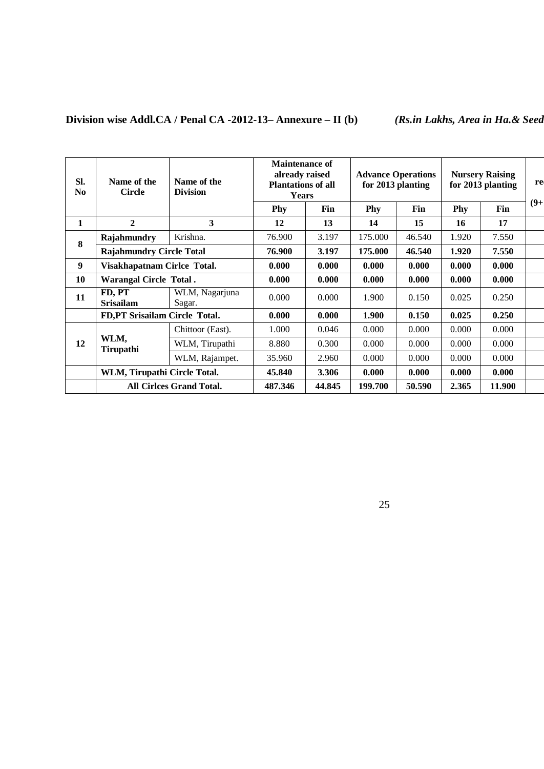**Division wise Addl.CA / Penal CA -2012-13– Annexure – II (b)** *(Rs.in Lakhs, Area in Ha.& Seed*

| Sl. No | Name of the Circle | Name of the Division | Maintenance of already raised Plantations of all Years | | Advance Operations for 2013 planting | | Nursery Raising for 2013 planting | | re (9+ |
|---|---|---|---|---|---|---|---|---|---|
| | | | Phy | Fin | Phy | Fin | Phy | Fin | |
| 1 | 2 | 3 | 12 | 13 | 14 | 15 | 16 | 17 | |
| 8 | Rajahmundry | Krishna. | 76.900 | 3.197 | 175.000 | 46.540 | 1.920 | 7.550 | |
| | **Rajahmundry Circle Total** | | **76.900** | **3.197** | **175.000** | **46.540** | **1.920** | **7.550** | |
| 9 | **Visakhapatnam Cirlce Total.** | | **0.000** | **0.000** | **0.000** | **0.000** | **0.000** | **0.000** | |
| 10 | **Warangal Circle Total .** | | **0.000** | **0.000** | **0.000** | **0.000** | **0.000** | **0.000** | |
| 11 | FD, PT Srisailam | WLM, Nagarjuna Sagar. | 0.000 | 0.000 | 1.900 | 0.150 | 0.025 | 0.250 | |
| | **FD,PT Srisailam Circle Total.** | | **0.000** | **0.000** | **1.900** | **0.150** | **0.025** | **0.250** | |
| 12 | WLM, Tirupathi | Chittoor (East). | 1.000 | 0.046 | 0.000 | 0.000 | 0.000 | 0.000 | |
| | | WLM, Tirupathi | 8.880 | 0.300 | 0.000 | 0.000 | 0.000 | 0.000 | |
| | | WLM, Rajampet. | 35.960 | 2.960 | 0.000 | 0.000 | 0.000 | 0.000 | |
| | **WLM, Tirupathi Circle Total.** | | **45.840** | **3.306** | **0.000** | **0.000** | **0.000** | **0.000** | |
| | **All Cirlces Grand Total.** | | **487.346** | **44.845** | **199.700** | **50.590** | **2.365** | **11.900** | |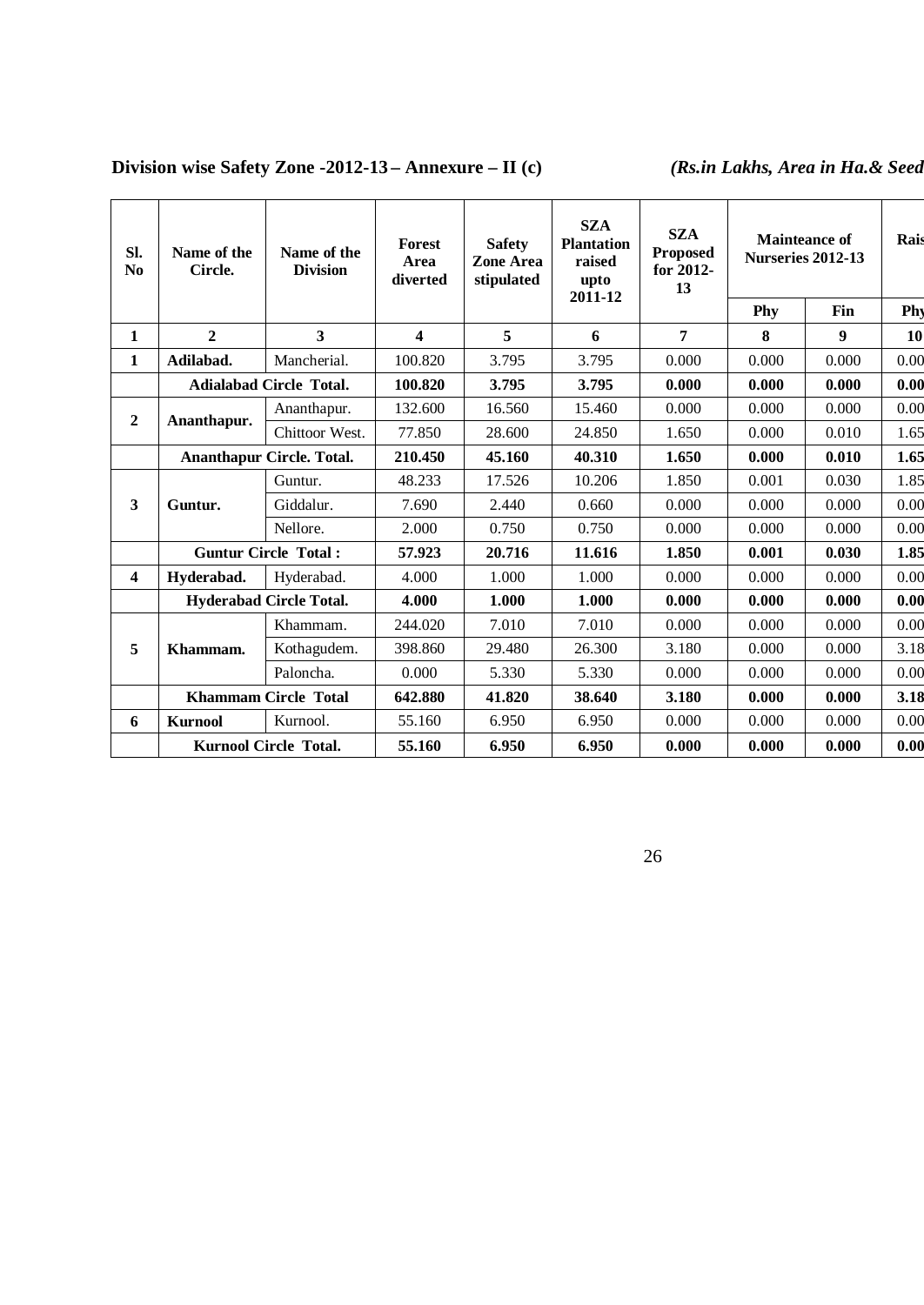**Division wise Safety Zone -2012-13 – Annexure – II (c)** *(Rs.in Lakhs, Area in Ha.& Seed*

| Sl. No | Name of the Circle. | Name of the Division | Forest Area diverted | Safety Zone Area stipulated | SZA Plantation raised upto 2011-12 | SZA Proposed for 2012-13 | Mainteance of Nurseries 2012-13 | | Rais |
|---|---|---|---|---|---|---|---|---|---|
| | | | | | | | Phy | Fin | Phy |
| **1** | **2** | **3** | **4** | **5** | **6** | **7** | **8** | **9** | **10** |
| **1** | **Adilabad.** | Mancherial. | 100.820 | 3.795 | 3.795 | 0.000 | 0.000 | 0.000 | 0.00 |
| | **Adialabad Circle Total.** | | **100.820** | **3.795** | **3.795** | **0.000** | **0.000** | **0.000** | **0.00** |
| **2** | **Ananthapur.** | Ananthapur. | 132.600 | 16.560 | 15.460 | 0.000 | 0.000 | 0.000 | 0.00 |
| | | Chittoor West. | 77.850 | 28.600 | 24.850 | 1.650 | 0.000 | 0.010 | 1.65 |
| | **Ananthapur Circle. Total.** | | **210.450** | **45.160** | **40.310** | **1.650** | **0.000** | **0.010** | **1.65** |
| **3** | **Guntur.** | Guntur. | 48.233 | 17.526 | 10.206 | 1.850 | 0.001 | 0.030 | 1.85 |
| | | Giddalur. | 7.690 | 2.440 | 0.660 | 0.000 | 0.000 | 0.000 | 0.00 |
| | | Nellore. | 2.000 | 0.750 | 0.750 | 0.000 | 0.000 | 0.000 | 0.00 |
| | **Guntur Circle Total :** | | **57.923** | **20.716** | **11.616** | **1.850** | **0.001** | **0.030** | **1.85** |
| **4** | **Hyderabad.** | Hyderabad. | 4.000 | 1.000 | 1.000 | 0.000 | 0.000 | 0.000 | 0.00 |
| | **Hyderabad Circle Total.** | | **4.000** | **1.000** | **1.000** | **0.000** | **0.000** | **0.000** | **0.00** |
| **5** | **Khammam.** | Khammam. | 244.020 | 7.010 | 7.010 | 0.000 | 0.000 | 0.000 | 0.00 |
| | | Kothagudem. | 398.860 | 29.480 | 26.300 | 3.180 | 0.000 | 0.000 | 3.18 |
| | | Paloncha. | 0.000 | 5.330 | 5.330 | 0.000 | 0.000 | 0.000 | 0.00 |
| | **Khammam Circle Total** | | **642.880** | **41.820** | **38.640** | **3.180** | **0.000** | **0.000** | **3.18** |
| **6** | **Kurnool** | Kurnool. | 55.160 | 6.950 | 6.950 | 0.000 | 0.000 | 0.000 | 0.00 |
| | **Kurnool Circle Total.** | | **55.160** | **6.950** | **6.950** | **0.000** | **0.000** | **0.000** | **0.00** |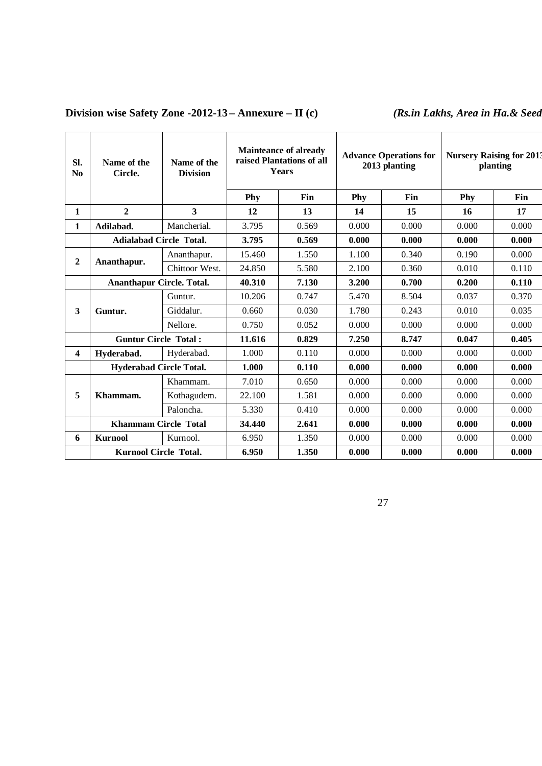**Division wise Safety Zone -2012-13 – Annexure – II (c)** *(Rs.in Lakhs, Area in Ha.& Seed*

| Sl. No | Name of the Circle. | Name of the Division | Mainteance of already raised Plantations of all Years | | Advance Operations for 2013 planting | | Nursery Raising for 2013 planting | |
|---|---|---|---|---|---|---|---|---|
| | | | Phy | Fin | Phy | Fin | Phy | Fin |
| 1 | 2 | 3 | 12 | 13 | 14 | 15 | 16 | 17 |
| 1 | **Adilabad.** | Mancherial. | 3.795 | 0.569 | 0.000 | 0.000 | 0.000 | 0.000 |
| | **Adialabad Circle Total.** | | **3.795** | **0.569** | **0.000** | **0.000** | **0.000** | **0.000** |
| 2 | **Ananthapur.** | Ananthapur. | 15.460 | 1.550 | 1.100 | 0.340 | 0.190 | 0.000 |
| | | Chittoor West. | 24.850 | 5.580 | 2.100 | 0.360 | 0.010 | 0.110 |
| | **Ananthapur Circle. Total.** | | **40.310** | **7.130** | **3.200** | **0.700** | **0.200** | **0.110** |
| 3 | **Guntur.** | Guntur. | 10.206 | 0.747 | 5.470 | 8.504 | 0.037 | 0.370 |
| | | Giddalur. | 0.660 | 0.030 | 1.780 | 0.243 | 0.010 | 0.035 |
| | | Nellore. | 0.750 | 0.052 | 0.000 | 0.000 | 0.000 | 0.000 |
| | **Guntur Circle Total :** | | **11.616** | **0.829** | **7.250** | **8.747** | **0.047** | **0.405** |
| 4 | **Hyderabad.** | Hyderabad. | 1.000 | 0.110 | 0.000 | 0.000 | 0.000 | 0.000 |
| | **Hyderabad Circle Total.** | | **1.000** | **0.110** | **0.000** | **0.000** | **0.000** | **0.000** |
| 5 | **Khammam.** | Khammam. | 7.010 | 0.650 | 0.000 | 0.000 | 0.000 | 0.000 |
| | | Kothagudem. | 22.100 | 1.581 | 0.000 | 0.000 | 0.000 | 0.000 |
| | | Paloncha. | 5.330 | 0.410 | 0.000 | 0.000 | 0.000 | 0.000 |
| | **Khammam Circle Total** | | **34.440** | **2.641** | **0.000** | **0.000** | **0.000** | **0.000** |
| 6 | **Kurnool** | Kurnool. | 6.950 | 1.350 | 0.000 | 0.000 | 0.000 | 0.000 |
| | **Kurnool Circle Total.** | | **6.950** | **1.350** | **0.000** | **0.000** | **0.000** | **0.000** |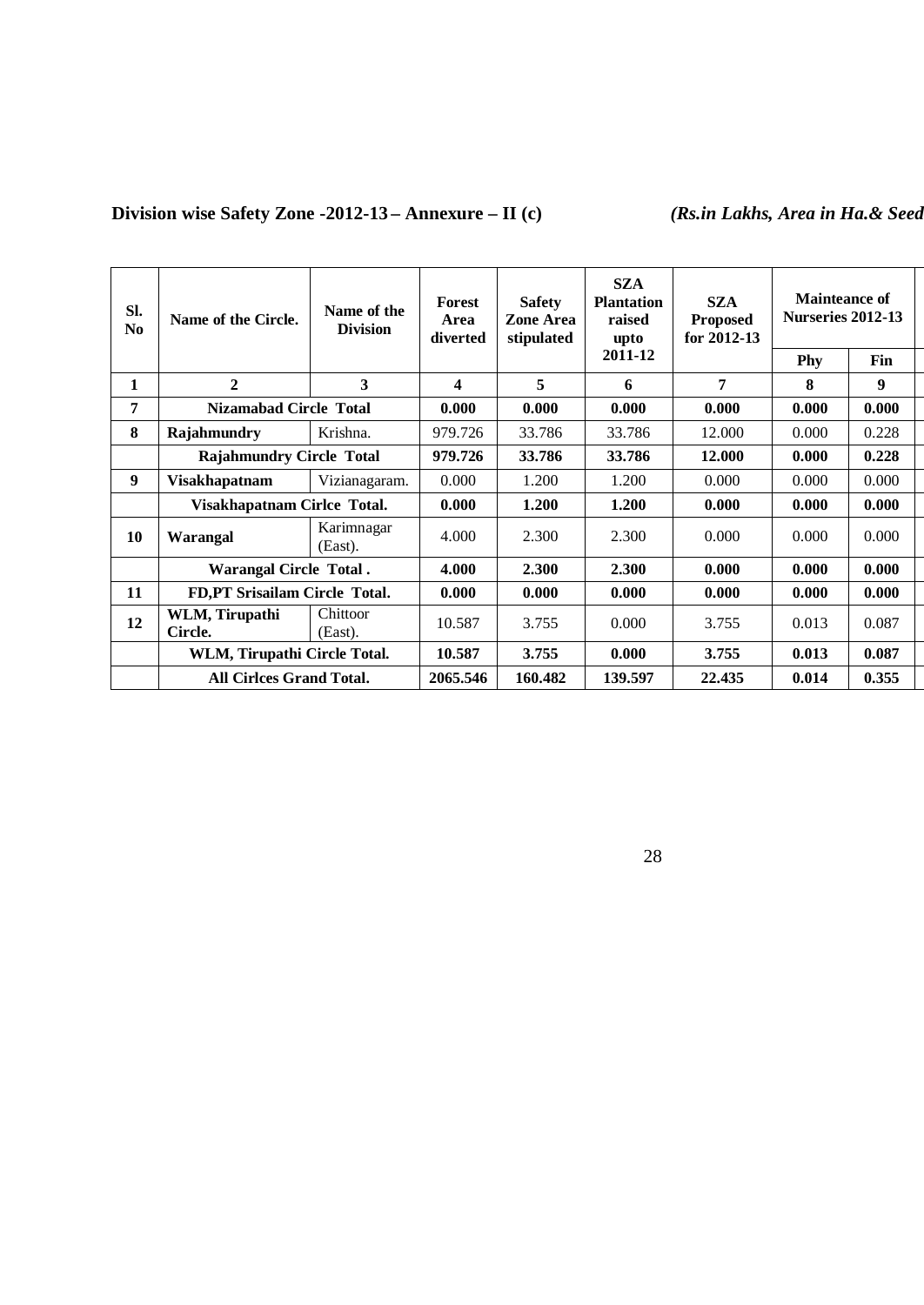**Division wise Safety Zone -2012-13 – Annexure – II (c)** *(Rs.in Lakhs, Area in Ha.& Seed*

| Sl. No | Name of the Circle. | Name of the Division | Forest Area diverted | Safety Zone Area stipulated | SZA Plantation raised upto 2011-12 | SZA Proposed for 2012-13 | Mainteance of Nurseries 2012-13 | |
|---|---|---|---|---|---|---|---|---|
| | | | | | | | Phy | Fin |
| 1 | 2 | 3 | 4 | 5 | 6 | 7 | 8 | 9 |
| 7 | **Nizamabad Circle Total** | | **0.000** | **0.000** | **0.000** | **0.000** | **0.000** | **0.000** |
| 8 | **Rajahmundry** | Krishna. | 979.726 | 33.786 | 33.786 | 12.000 | 0.000 | 0.228 |
| | **Rajahmundry Circle Total** | | **979.726** | **33.786** | **33.786** | **12.000** | **0.000** | **0.228** |
| 9 | **Visakhapatnam** | Vizianagaram. | 0.000 | 1.200 | 1.200 | 0.000 | 0.000 | 0.000 |
| | **Visakhapatnam Cirlce Total.** | | **0.000** | **1.200** | **1.200** | **0.000** | **0.000** | **0.000** |
| 10 | **Warangal** | Karimnagar (East). | 4.000 | 2.300 | 2.300 | 0.000 | 0.000 | 0.000 |
| | **Warangal Circle Total .** | | **4.000** | **2.300** | **2.300** | **0.000** | **0.000** | **0.000** |
| 11 | **FD,PT Srisailam Circle Total.** | | **0.000** | **0.000** | **0.000** | **0.000** | **0.000** | **0.000** |
| 12 | **WLM, Tirupathi Circle.** | Chittoor (East). | 10.587 | 3.755 | 0.000 | 3.755 | 0.013 | 0.087 |
| | **WLM, Tirupathi Circle Total.** | | **10.587** | **3.755** | **0.000** | **3.755** | **0.013** | **0.087** |
| | **All Cirlces Grand Total.** | | **2065.546** | **160.482** | **139.597** | **22.435** | **0.014** | **0.355** |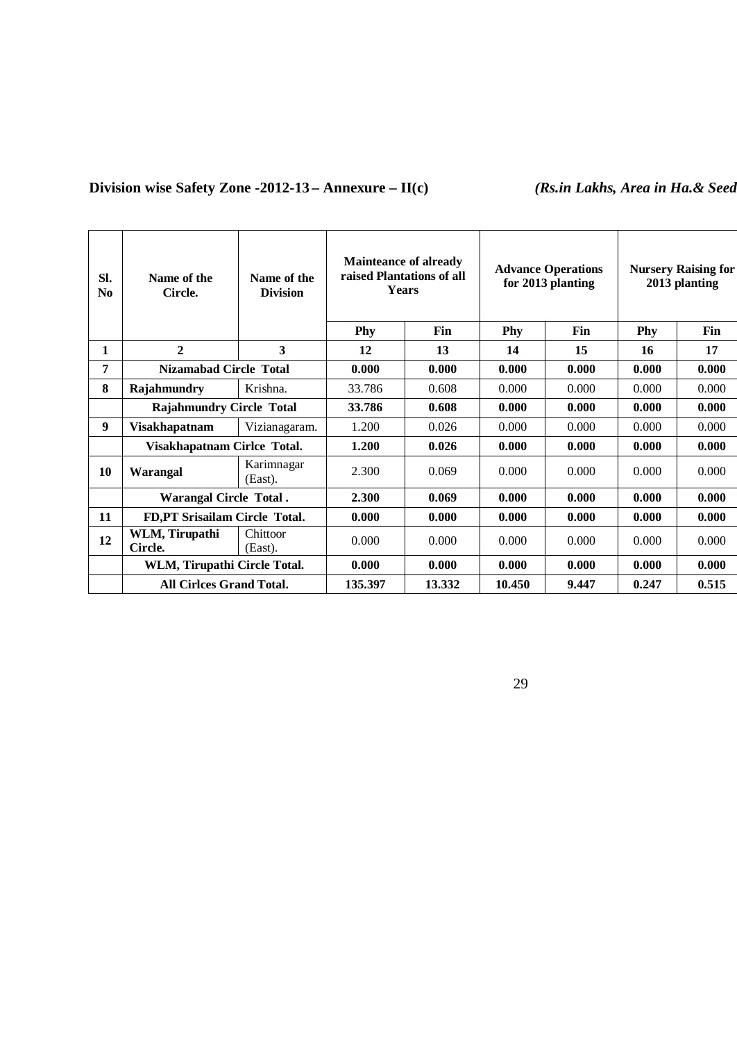**Division wise Safety Zone -2012-13 – Annexure – II(c)** *(Rs.in Lakhs, Area in Ha.& Seed*

| Sl. No | Name of the Circle. | Name of the Division | Mainteance of already raised Plantations of all Years | | Advance Operations for 2013 planting | | Nursery Raising for 2013 planting | |
|---|---|---|---|---|---|---|---|---|
| | | | Phy | Fin | Phy | Fin | Phy | Fin |
| 1 | 2 | 3 | 12 | 13 | 14 | 15 | 16 | 17 |
| 7 | **Nizamabad Circle Total** | | **0.000** | **0.000** | **0.000** | **0.000** | **0.000** | **0.000** |
| 8 | **Rajahmundry** | Krishna. | 33.786 | 0.608 | 0.000 | 0.000 | 0.000 | 0.000 |
| | **Rajahmundry Circle Total** | | **33.786** | **0.608** | **0.000** | **0.000** | **0.000** | **0.000** |
| 9 | **Visakhapatnam** | Vizianagaram. | 1.200 | 0.026 | 0.000 | 0.000 | 0.000 | 0.000 |
| | **Visakhapatnam Cirlce Total.** | | **1.200** | **0.026** | **0.000** | **0.000** | **0.000** | **0.000** |
| 10 | **Warangal** | Karimnagar (East). | 2.300 | 0.069 | 0.000 | 0.000 | 0.000 | 0.000 |
| | **Warangal Circle Total .** | | **2.300** | **0.069** | **0.000** | **0.000** | **0.000** | **0.000** |
| 11 | **FD,PT Srisailam Circle Total.** | | **0.000** | **0.000** | **0.000** | **0.000** | **0.000** | **0.000** |
| 12 | **WLM, Tirupathi Circle.** | Chittoor (East). | 0.000 | 0.000 | 0.000 | 0.000 | 0.000 | 0.000 |
| | **WLM, Tirupathi Circle Total.** | | **0.000** | **0.000** | **0.000** | **0.000** | **0.000** | **0.000** |
| | **All Cirlces Grand Total.** | | **135.397** | **13.332** | **10.450** | **9.447** | **0.247** | **0.515** |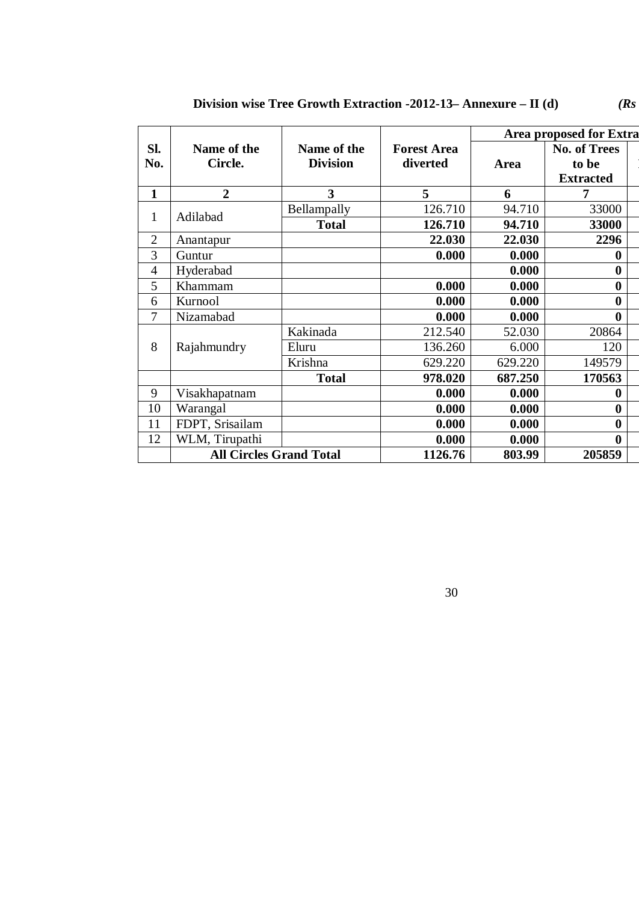**Division wise Tree Growth Extraction -2012-13– Annexure – II (d)** ***(Rs***

| Sl. No. | Name of the Circle. | Name of the Division | Forest Area diverted | Area proposed for Extra | |
|---|---|---|---|---|---|
| | | | | Area | No. of Trees to be Extracted |
| 1 | 2 | 3 | 5 | 6 | 7 |
| 1 | Adilabad | Bellampally | 126.710 | 94.710 | 33000 |
| | | **Total** | **126.710** | **94.710** | **33000** |
| 2 | Anantapur | | **22.030** | **22.030** | **2296** |
| 3 | Guntur | | **0.000** | **0.000** | **0** |
| 4 | Hyderabad | | | **0.000** | **0** |
| 5 | Khammam | | **0.000** | **0.000** | **0** |
| 6 | Kurnool | | **0.000** | **0.000** | **0** |
| 7 | Nizamabad | | **0.000** | **0.000** | **0** |
| 8 | Rajahmundry | Kakinada | 212.540 | 52.030 | 20864 |
| | | Eluru | 136.260 | 6.000 | 120 |
| | | Krishna | 629.220 | 629.220 | 149579 |
| | | **Total** | **978.020** | **687.250** | **170563** |
| 9 | Visakhapatnam | | **0.000** | **0.000** | **0** |
| 10 | Warangal | | **0.000** | **0.000** | **0** |
| 11 | FDPT, Srisailam | | **0.000** | **0.000** | **0** |
| 12 | WLM, Tirupathi | | **0.000** | **0.000** | **0** |
| | **All Circles Grand Total** | | **1126.76** | **803.99** | **205859** |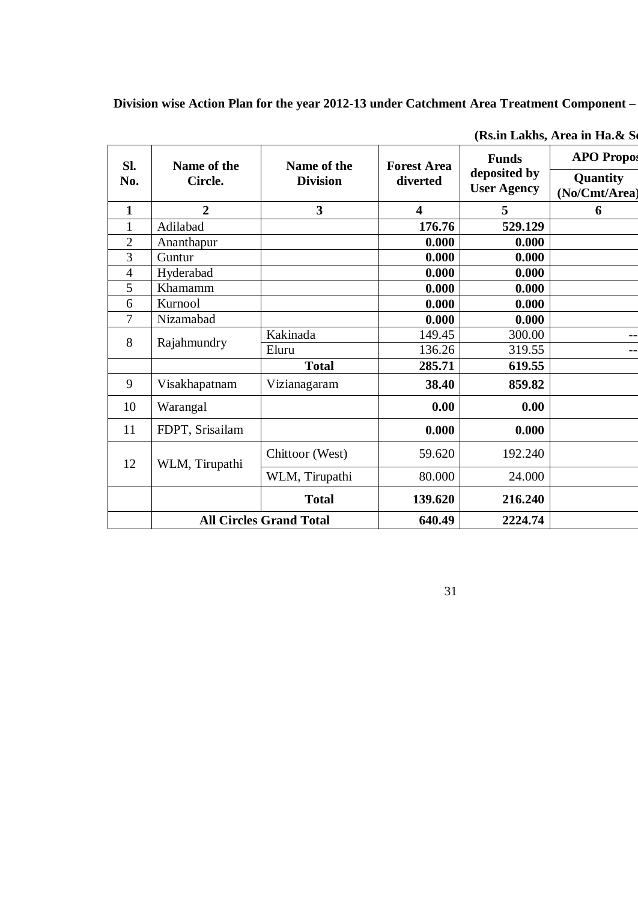**Division wise Action Plan for the year 2012-13 under Catchment Area Treatment Component –**

**(Rs.in Lakhs, Area in Ha.& Sc**

| Sl. No. | Name of the Circle. | Name of the Division | Forest Area diverted | Funds deposited by User Agency | APO Propos |
|---|---|---|---|---|---|
| | | | | | Quantity (No/Cmt/Area) |
| **1** | **2** | **3** | **4** | **5** | **6** |
| 1 | Adilabad | | **176.76** | **529.129** | |
| 2 | Ananthapur | | **0.000** | **0.000** | |
| 3 | Guntur | | **0.000** | **0.000** | |
| 4 | Hyderabad | | **0.000** | **0.000** | |
| 5 | Khamamm | | **0.000** | **0.000** | |
| 6 | Kurnool | | **0.000** | **0.000** | |
| 7 | Nizamabad | | **0.000** | **0.000** | |
| 8 | Rajahmundry | Kakinada | 149.45 | 300.00 | -- |
| | | Eluru | 136.26 | 319.55 | -- |
| | | **Total** | **285.71** | **619.55** | |
| 9 | Visakhapatnam | Vizianagaram | **38.40** | **859.82** | |
| 10 | Warangal | | **0.00** | **0.00** | |
| 11 | FDPT, Srisailam | | **0.000** | **0.000** | |
| 12 | WLM, Tirupathi | Chittoor (West) | 59.620 | 192.240 | |
| | | WLM, Tirupathi | 80.000 | 24.000 | |
| | | **Total** | **139.620** | **216.240** | |
| | **All Circles Grand Total** | | **640.49** | **2224.74** | |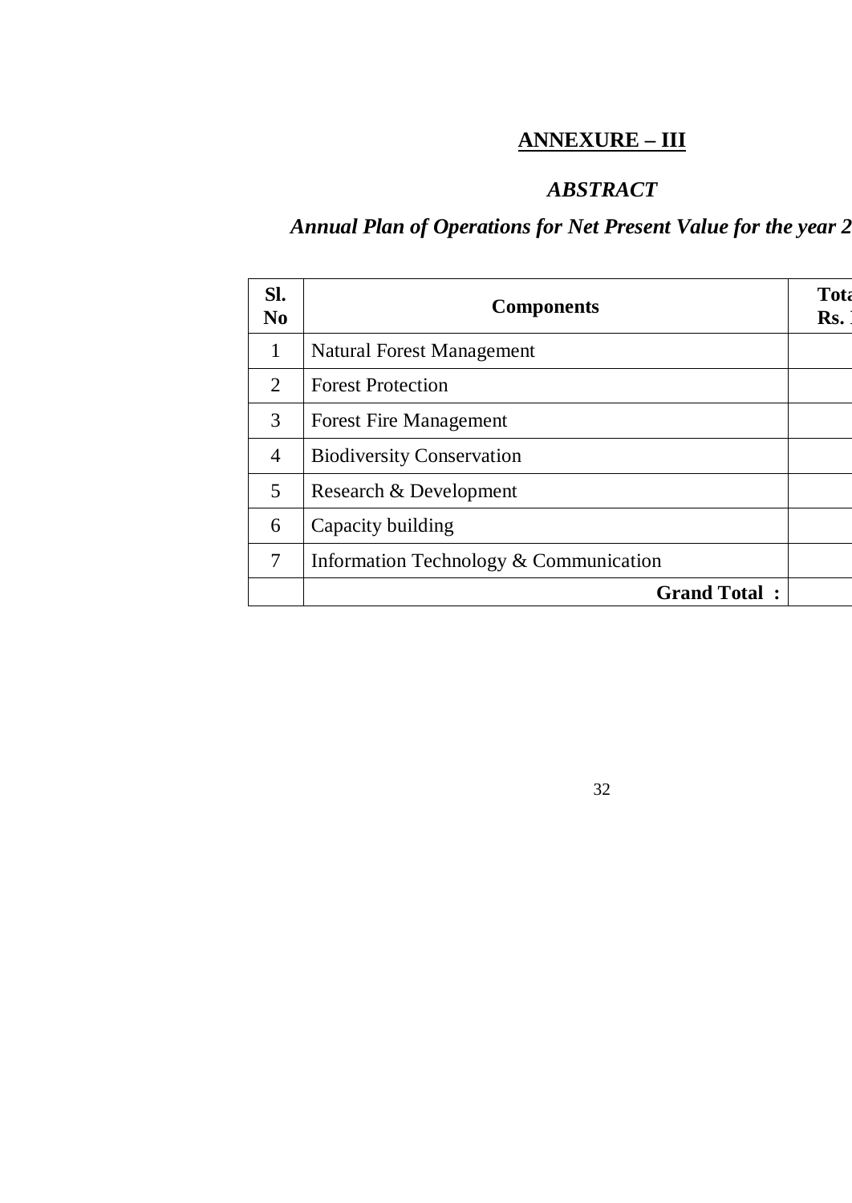## ANNEXURE – III

### *ABSTRACT*

### *Annual Plan of Operations for Net Present Value for the year 2*

| Sl. No | Components | Tota Rs. |
|---|---|---|
| 1 | Natural Forest Management | |
| 2 | Forest Protection | |
| 3 | Forest Fire Management | |
| 4 | Biodiversity Conservation | |
| 5 | Research & Development | |
| 6 | Capacity building | |
| 7 | Information Technology & Communication | |
| | **Grand Total :** | |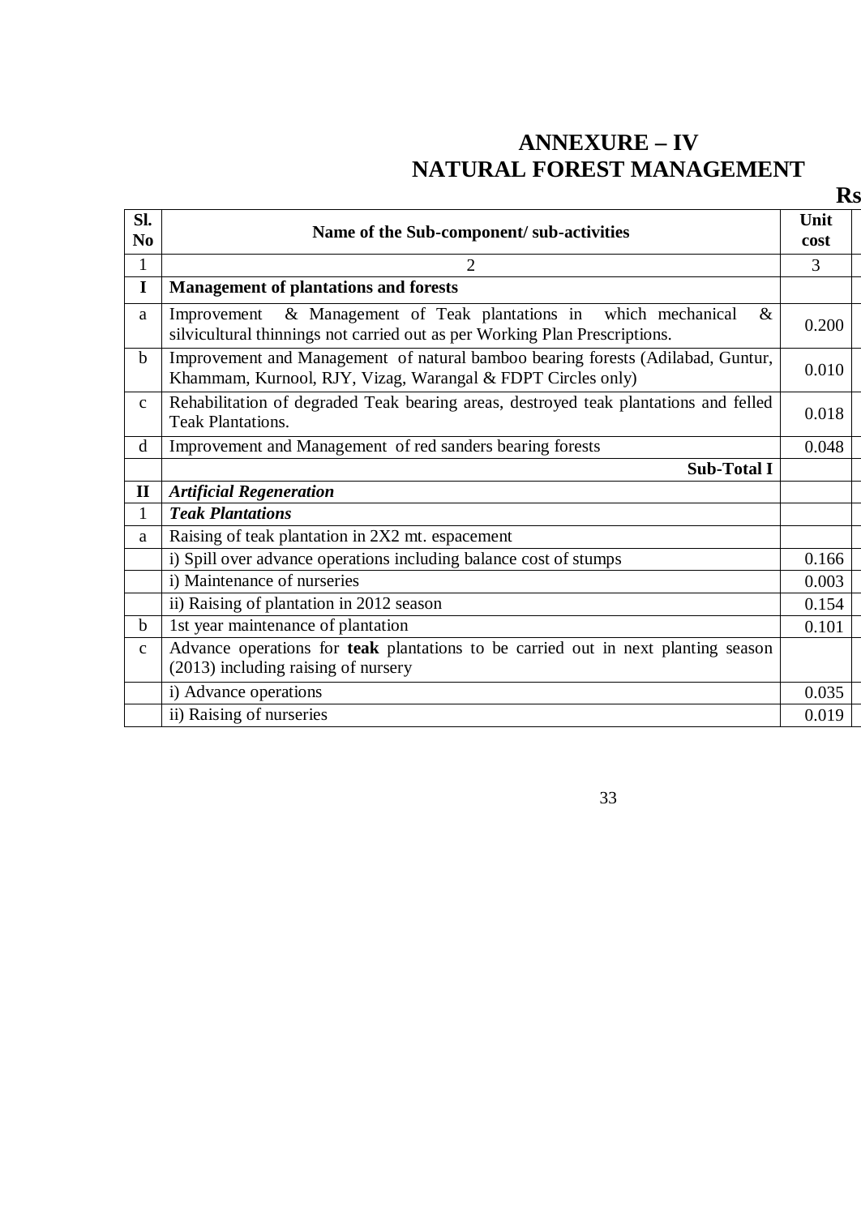# ANNEXURE – IV
## NATURAL FOREST MANAGEMENT

**Rs**

| Sl. No | Name of the Sub-component/ sub-activities | Unit cost |
|---|---|---|
| 1 | 2 | 3 |
| **I** | **Management of plantations and forests** | |
| a | Improvement & Management of Teak plantations in which mechanical & silvicultural thinnings not carried out as per Working Plan Prescriptions. | 0.200 |
| b | Improvement and Management of natural bamboo bearing forests (Adilabad, Guntur, Khammam, Kurnool, RJY, Vizag, Warangal & FDPT Circles only) | 0.010 |
| c | Rehabilitation of degraded Teak bearing areas, destroyed teak plantations and felled Teak Plantations. | 0.018 |
| d | Improvement and Management of red sanders bearing forests | 0.048 |
| | **Sub-Total I** | |
| **II** | ***Artificial Regeneration*** | |
| 1 | ***Teak Plantations*** | |
| a | Raising of teak plantation in 2X2 mt. espacement | |
| | i) Spill over advance operations including balance cost of stumps | 0.166 |
| | i) Maintenance of nurseries | 0.003 |
| | ii) Raising of plantation in 2012 season | 0.154 |
| b | 1st year maintenance of plantation | 0.101 |
| c | Advance operations for **teak** plantations to be carried out in next planting season (2013) including raising of nursery | |
| | i) Advance operations | 0.035 |
| | ii) Raising of nurseries | 0.019 |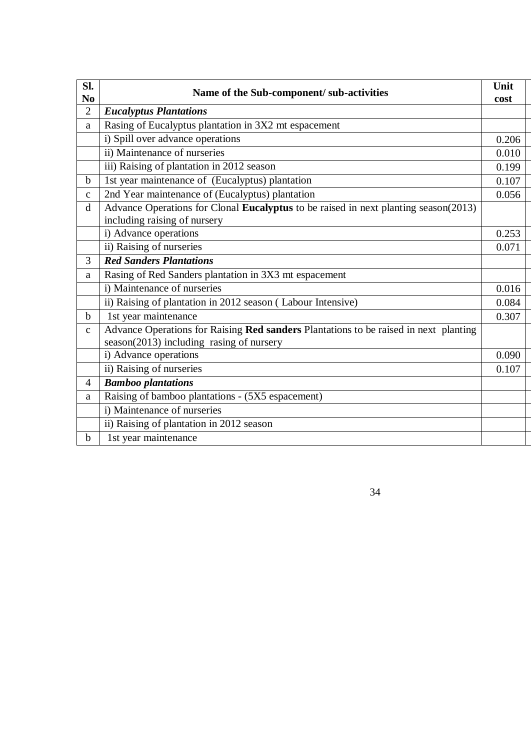| Sl. No | Name of the Sub-component/ sub-activities | Unit cost |
|---|---|---|
| 2 | ***Eucalyptus Plantations*** | |
| a | Rasing of Eucalyptus plantation in 3X2 mt espacement | |
| | i) Spill over advance operations | 0.206 |
| | ii) Maintenance of nurseries | 0.010 |
| | iii) Raising of plantation in 2012 season | 0.199 |
| b | 1st year maintenance of (Eucalyptus) plantation | 0.107 |
| c | 2nd Year maintenance of (Eucalyptus) plantation | 0.056 |
| d | Advance Operations for Clonal **Eucalyptus** to be raised in next planting season(2013) including raising of nursery | |
| | i) Advance operations | 0.253 |
| | ii) Raising of nurseries | 0.071 |
| 3 | ***Red Sanders Plantations*** | |
| a | Rasing of Red Sanders plantation in 3X3 mt espacement | |
| | i) Maintenance of nurseries | 0.016 |
| | ii) Raising of plantation in 2012 season ( Labour Intensive) | 0.084 |
| b | 1st year maintenance | 0.307 |
| c | Advance Operations for Raising **Red sanders** Plantations to be raised in next planting season(2013) including rasing of nursery | |
| | i) Advance operations | 0.090 |
| | ii) Raising of nurseries | 0.107 |
| 4 | ***Bamboo plantations*** | |
| a | Raising of bamboo plantations - (5X5 espacement) | |
| | i) Maintenance of nurseries | |
| | ii) Raising of plantation in 2012 season | |
| b | 1st year maintenance | |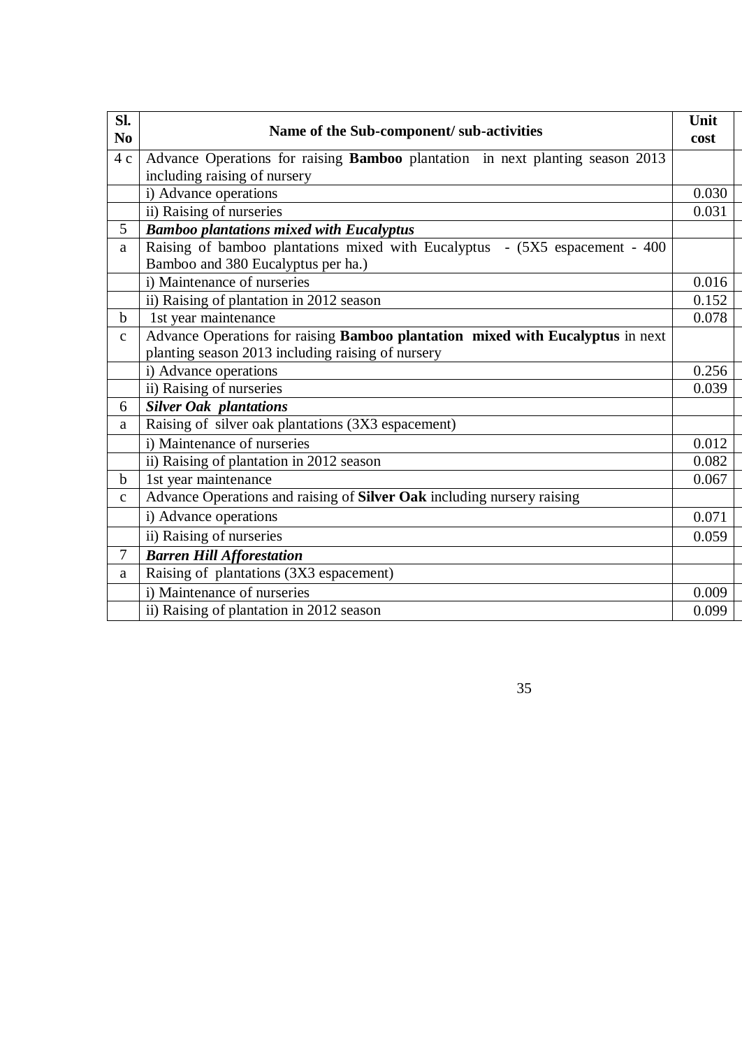| Sl. No | Name of the Sub-component/ sub-activities | Unit cost |
|---|---|---|
| 4 c | Advance Operations for raising **Bamboo** plantation in next planting season 2013 including raising of nursery | |
| | i) Advance operations | 0.030 |
| | ii) Raising of nurseries | 0.031 |
| 5 | ***Bamboo plantations mixed with Eucalyptus*** | |
| a | Raising of bamboo plantations mixed with Eucalyptus - (5X5 espacement - 400 Bamboo and 380 Eucalyptus per ha.) | |
| | i) Maintenance of nurseries | 0.016 |
| | ii) Raising of plantation in 2012 season | 0.152 |
| b | 1st year maintenance | 0.078 |
| c | Advance Operations for raising **Bamboo plantation mixed with Eucalyptus** in next planting season 2013 including raising of nursery | |
| | i) Advance operations | 0.256 |
| | ii) Raising of nurseries | 0.039 |
| 6 | ***Silver Oak plantations*** | |
| a | Raising of silver oak plantations (3X3 espacement) | |
| | i) Maintenance of nurseries | 0.012 |
| | ii) Raising of plantation in 2012 season | 0.082 |
| b | 1st year maintenance | 0.067 |
| c | Advance Operations and raising of **Silver Oak** including nursery raising | |
| | i) Advance operations | 0.071 |
| | ii) Raising of nurseries | 0.059 |
| 7 | ***Barren Hill Afforestation*** | |
| a | Raising of plantations (3X3 espacement) | |
| | i) Maintenance of nurseries | 0.009 |
| | ii) Raising of plantation in 2012 season | 0.099 |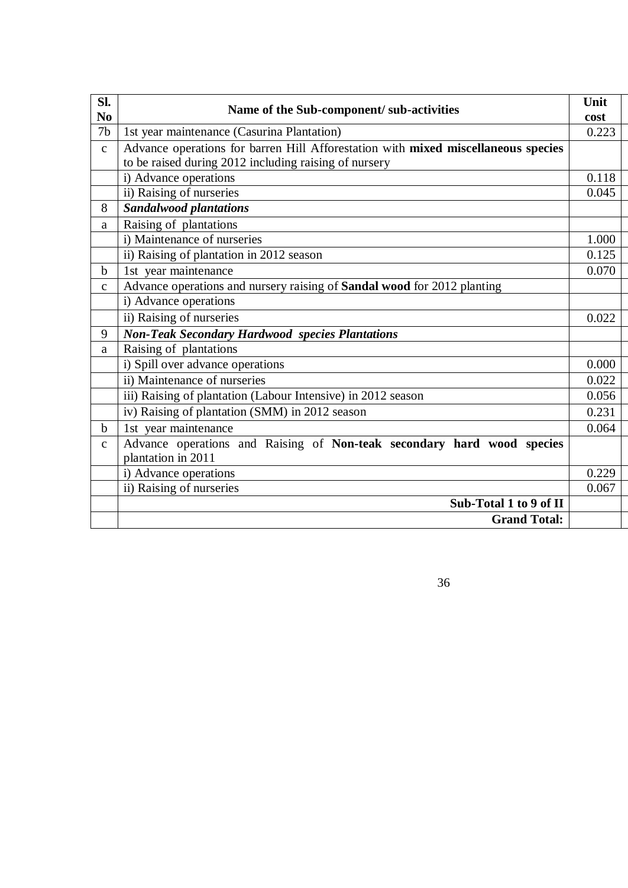| Sl. No | Name of the Sub-component/ sub-activities | Unit cost | |
|---|---|---|---|
| 7b | 1st year maintenance (Casurina Plantation) | 0.223 | |
| c | Advance operations for barren Hill Afforestation with **mixed miscellaneous species** to be raised during 2012 including raising of nursery | | |
| | i) Advance operations | 0.118 | |
| | ii) Raising of nurseries | 0.045 | |
| 8 | ***Sandalwood plantations*** | | |
| a | Raising of plantations | | |
| | i) Maintenance of nurseries | 1.000 | |
| | ii) Raising of plantation in 2012 season | 0.125 | |
| b | 1st year maintenance | 0.070 | |
| c | Advance operations and nursery raising of **Sandal wood** for 2012 planting | | |
| | i) Advance operations | | |
| | ii) Raising of nurseries | 0.022 | |
| 9 | ***Non-Teak Secondary Hardwood species Plantations*** | | |
| a | Raising of plantations | | |
| | i) Spill over advance operations | 0.000 | |
| | ii) Maintenance of nurseries | 0.022 | |
| | iii) Raising of plantation (Labour Intensive) in 2012 season | 0.056 | |
| | iv) Raising of plantation (SMM) in 2012 season | 0.231 | |
| b | 1st year maintenance | 0.064 | |
| c | Advance operations and Raising of **Non-teak secondary hard wood species** plantation in 2011 | | |
| | i) Advance operations | 0.229 | |
| | ii) Raising of nurseries | 0.067 | |
| | **Sub-Total 1 to 9 of II** | | |
| | **Grand Total:** | | |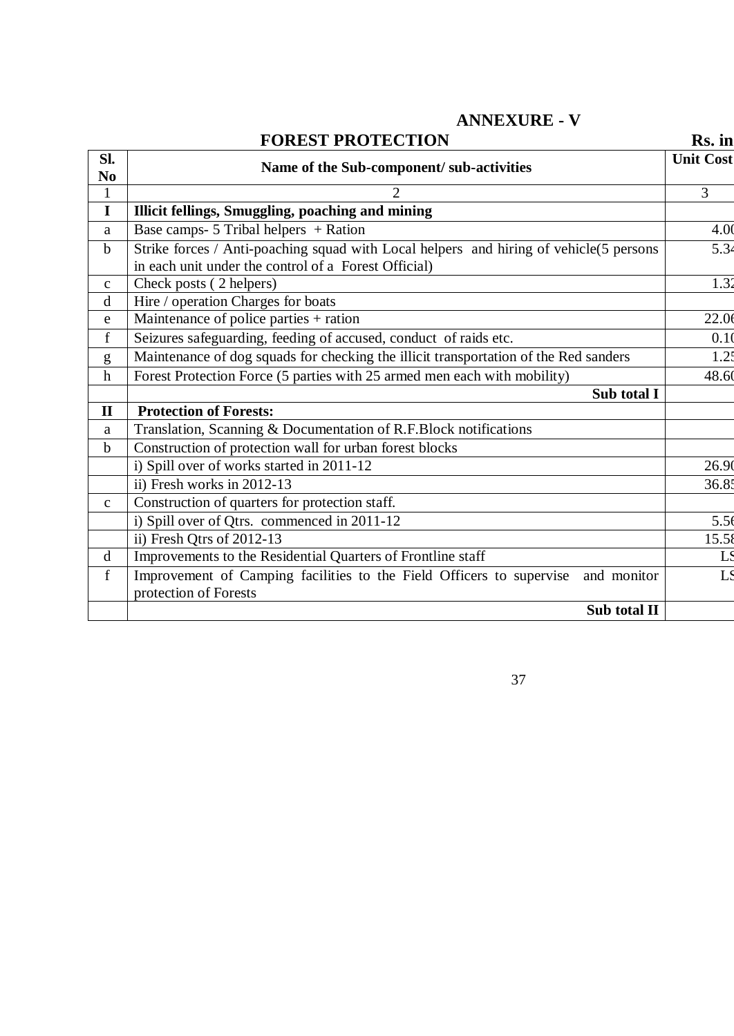# ANNEXURE - V

## FOREST PROTECTION

Rs. in

| Sl. No | Name of the Sub-component/ sub-activities | Unit Cost |
|---|---|---|
| 1 | 2 | 3 |
| **I** | **Illicit fellings, Smuggling, poaching and mining** | |
| a | Base camps- 5 Tribal helpers + Ration | 4.00 |
| b | Strike forces / Anti-poaching squad with Local helpers and hiring of vehicle(5 persons in each unit under the control of a Forest Official) | 5.34 |
| c | Check posts ( 2 helpers) | 1.32 |
| d | Hire / operation Charges for boats | |
| e | Maintenance of police parties + ration | 22.06 |
| f | Seizures safeguarding, feeding of accused, conduct of raids etc. | 0.10 |
| g | Maintenance of dog squads for checking the illicit transportation of the Red sanders | 1.25 |
| h | Forest Protection Force (5 parties with 25 armed men each with mobility) | 48.60 |
| | **Sub total I** | |
| **II** | **Protection of Forests:** | |
| a | Translation, Scanning & Documentation of R.F.Block notifications | |
| b | Construction of protection wall for urban forest blocks | |
| | i) Spill over of works started in 2011-12 | 26.90 |
| | ii) Fresh works in 2012-13 | 36.85 |
| c | Construction of quarters for protection staff. | |
| | i) Spill over of Qtrs. commenced in 2011-12 | 5.56 |
| | ii) Fresh Qtrs of 2012-13 | 15.58 |
| d | Improvements to the Residential Quarters of Frontline staff | LS |
| f | Improvement of Camping facilities to the Field Officers to supervise and monitor protection of Forests | LS |
| | **Sub total II** | |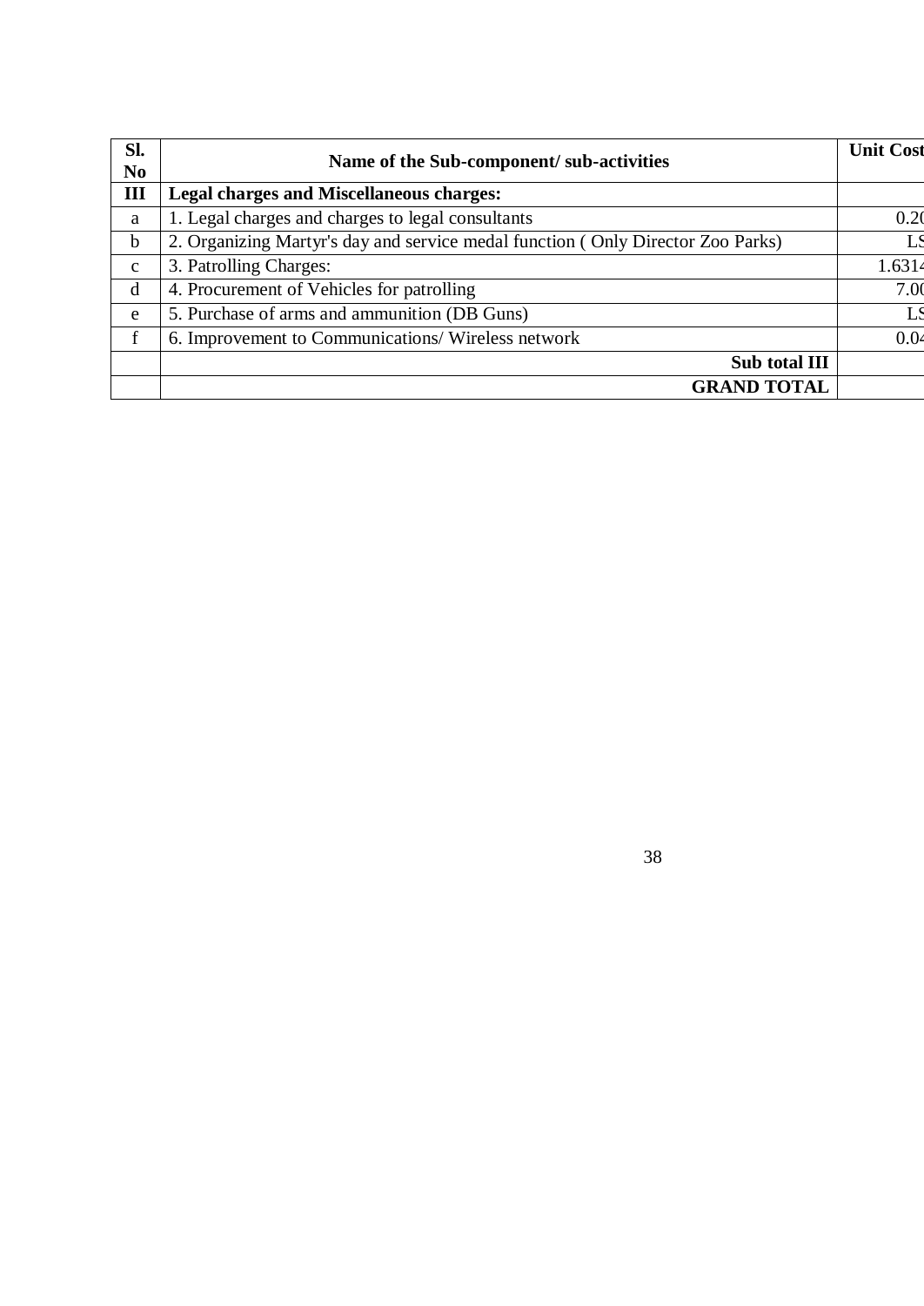| Sl. No | Name of the Sub-component/ sub-activities | Unit Cost |
|---|---|---|
| III | **Legal charges and Miscellaneous charges:** | |
| a | 1. Legal charges and charges to legal consultants | 0.20 |
| b | 2. Organizing Martyr's day and service medal function ( Only Director Zoo Parks) | LS |
| c | 3. Patrolling Charges: | 1.6314 |
| d | 4. Procurement of Vehicles for patrolling | 7.00 |
| e | 5. Purchase of arms and ammunition (DB Guns) | LS |
| f | 6. Improvement to Communications/ Wireless network | 0.04 |
| | **Sub total III** | |
| | **GRAND TOTAL** | |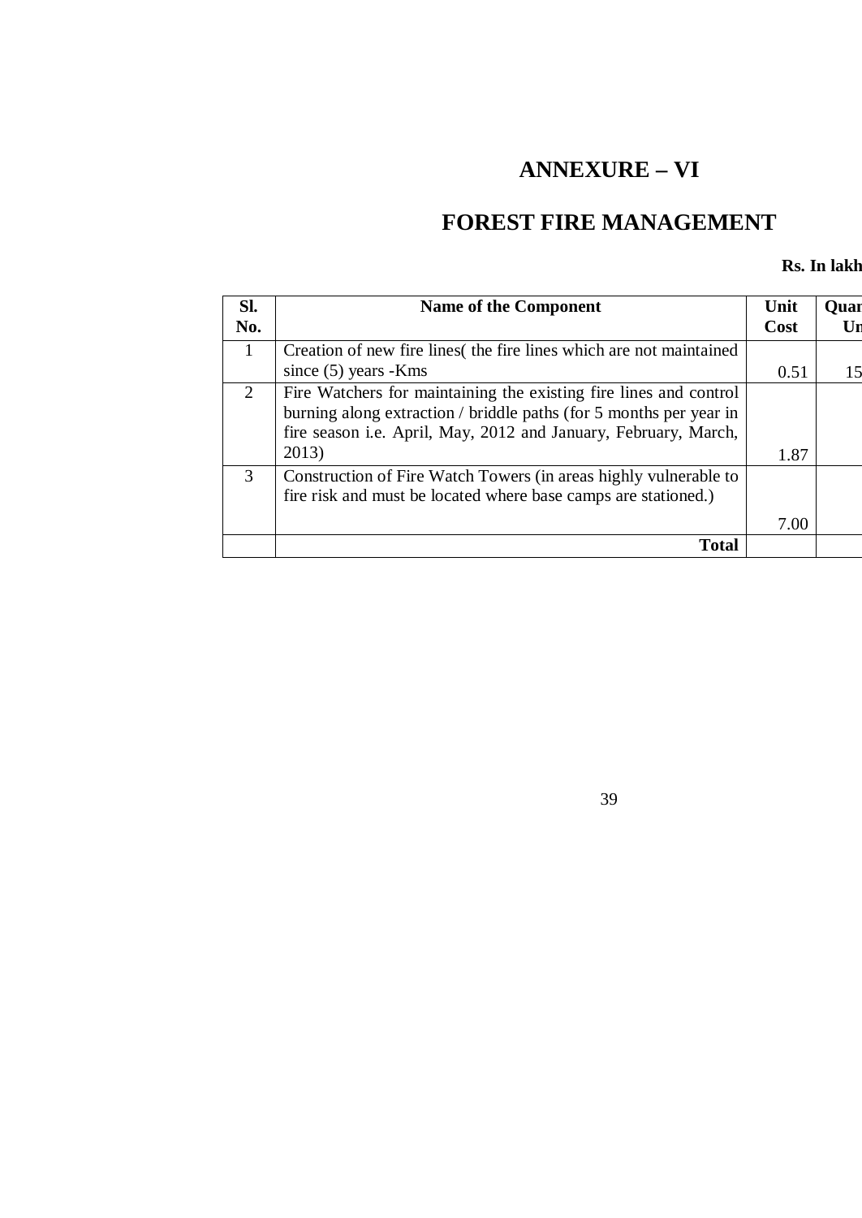# ANNEXURE – VI

# FOREST FIRE MANAGEMENT

**Rs. In lakh**

| Sl. No. | Name of the Component | Unit Cost | Quan Un |
|---|---|---|---|
| 1 | Creation of new fire lines( the fire lines which are not maintained since (5) years -Kms | 0.51 | 15 |
| 2 | Fire Watchers for maintaining the existing fire lines and control burning along extraction / briddle paths (for 5 months per year in fire season i.e. April, May, 2012 and January, February, March, 2013) | 1.87 | |
| 3 | Construction of Fire Watch Towers (in areas highly vulnerable to fire risk and must be located where base camps are stationed.) | 7.00 | |
| | **Total** | | |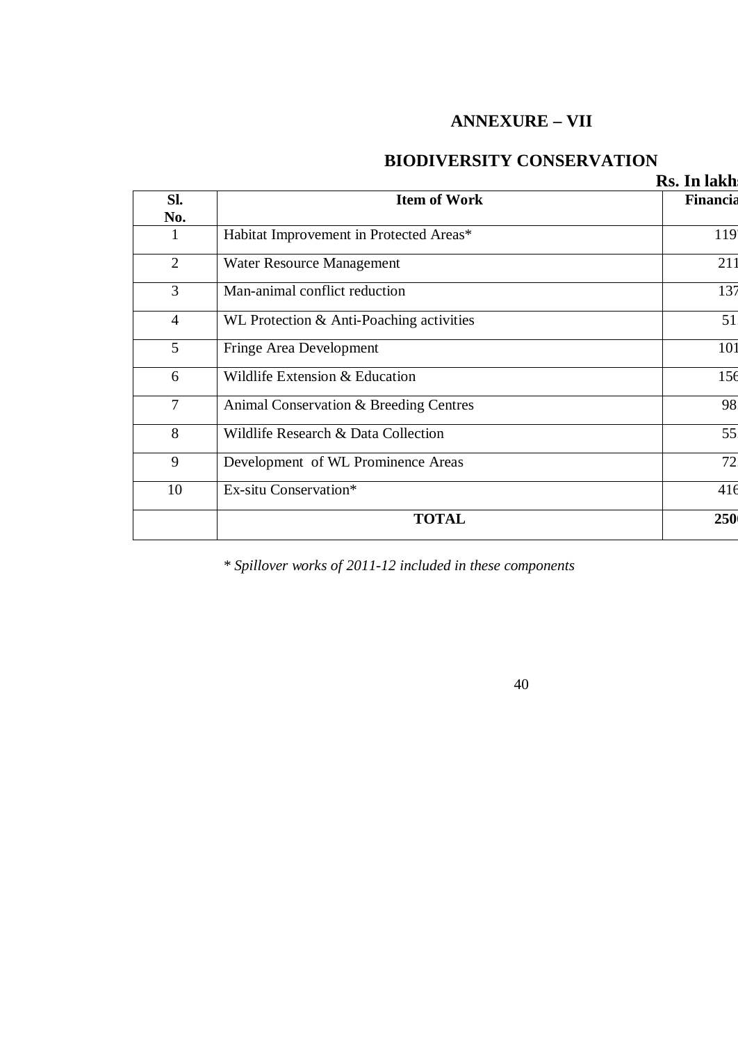# ANNEXURE – VII

## BIODIVERSITY CONSERVATION

**Rs. In lakh**

| Sl. No. | Item of Work | Financia |
|---|---|---|
| 1 | Habitat Improvement in Protected Areas* | 119 |
| 2 | Water Resource Management | 211 |
| 3 | Man-animal conflict reduction | 137 |
| 4 | WL Protection & Anti-Poaching activities | 51 |
| 5 | Fringe Area Development | 101 |
| 6 | Wildlife Extension & Education | 156 |
| 7 | Animal Conservation & Breeding Centres | 98 |
| 8 | Wildlife Research & Data Collection | 55 |
| 9 | Development of WL Prominence Areas | 72 |
| 10 | Ex-situ Conservation* | 416 |
| | **TOTAL** | **250** |

*\* Spillover works of 2011-12 included in these components*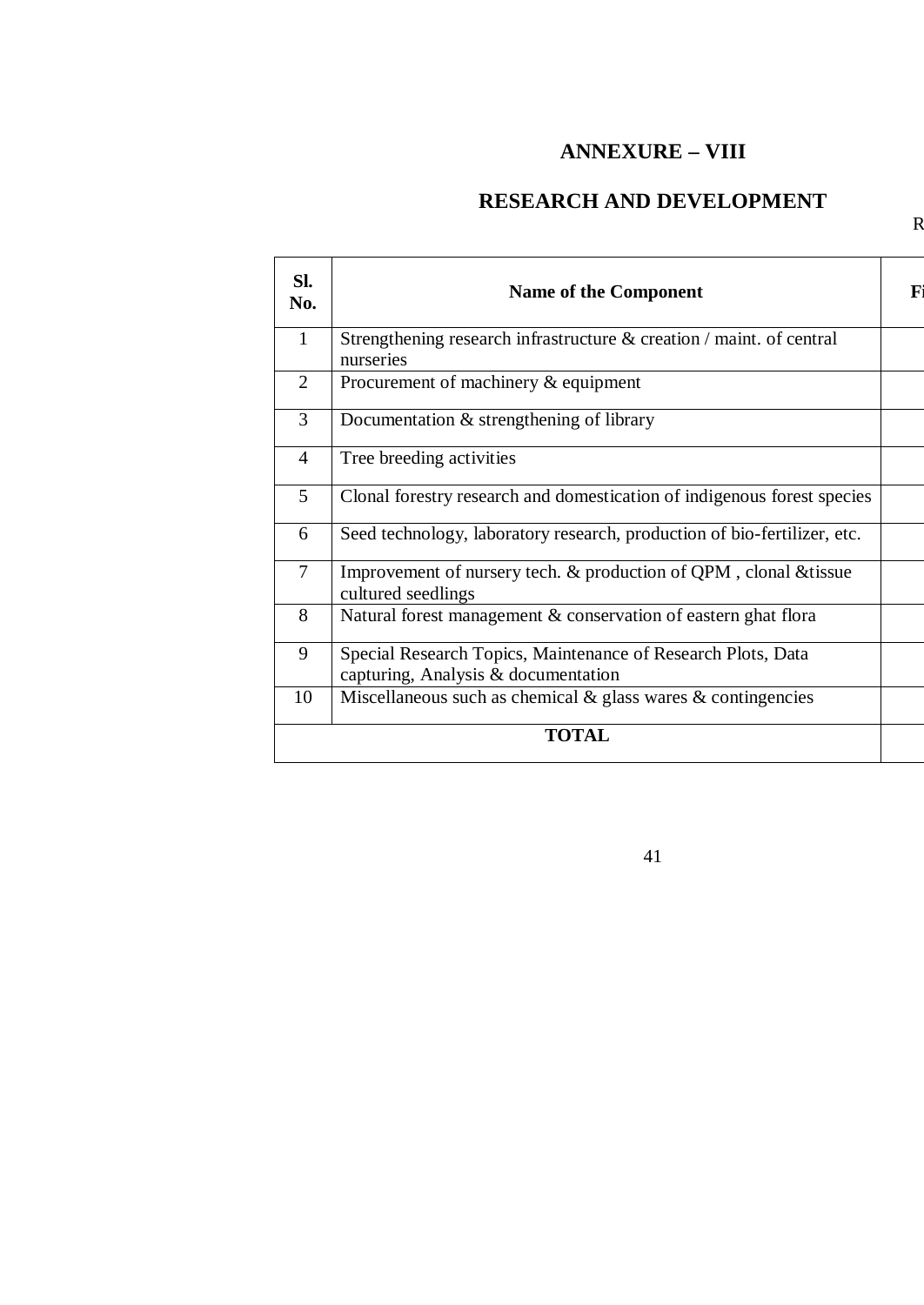# ANNEXURE – VIII

## RESEARCH AND DEVELOPMENT

R

| Sl. No. | Name of the Component | Fi |
|---|---|---|
| 1 | Strengthening research infrastructure & creation / maint. of central nurseries | |
| 2 | Procurement of machinery & equipment | |
| 3 | Documentation & strengthening of library | |
| 4 | Tree breeding activities | |
| 5 | Clonal forestry research and domestication of indigenous forest species | |
| 6 | Seed technology, laboratory research, production of bio-fertilizer, etc. | |
| 7 | Improvement of nursery tech. & production of QPM , clonal &tissue cultured seedlings | |
| 8 | Natural forest management & conservation of eastern ghat flora | |
| 9 | Special Research Topics, Maintenance of Research Plots, Data capturing, Analysis & documentation | |
| 10 | Miscellaneous such as chemical & glass wares & contingencies | |
| **TOTAL** | | |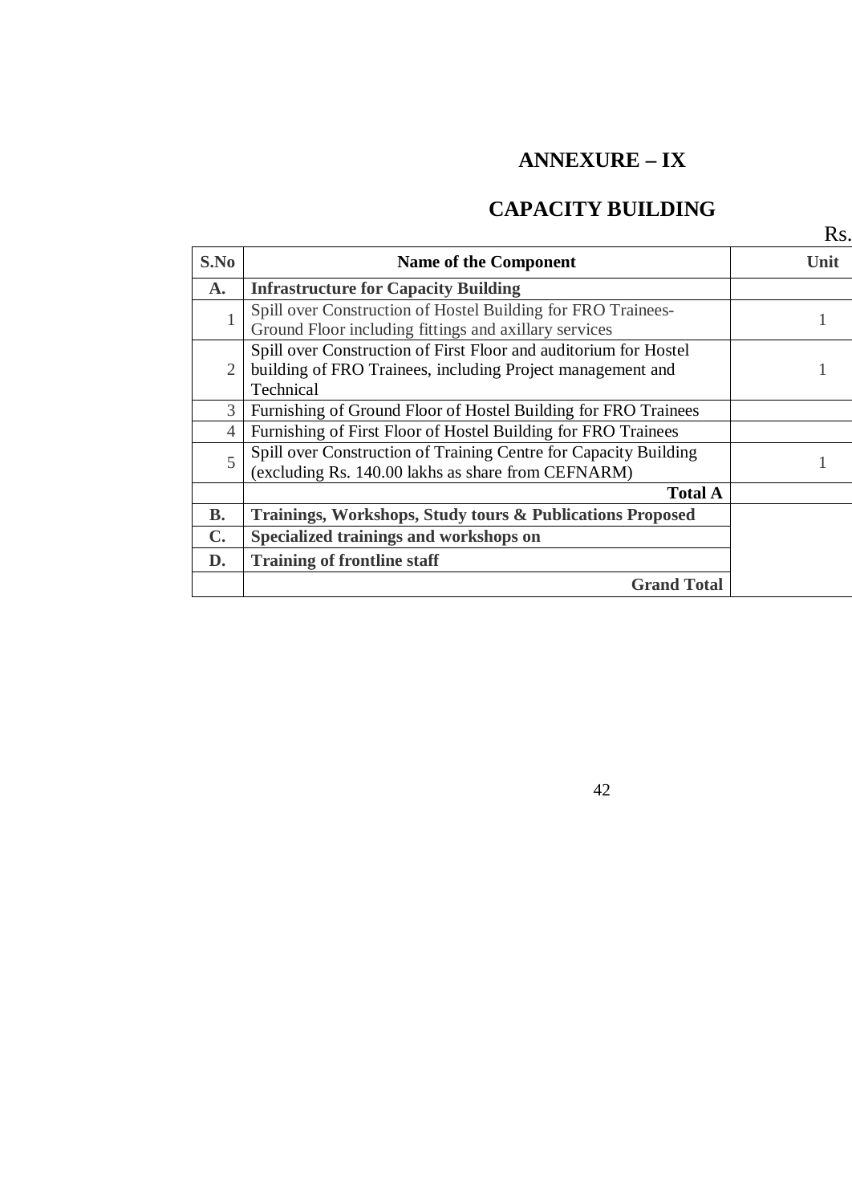# ANNEXURE – IX

## CAPACITY BUILDING

Rs.

| S.No | Name of the Component | Unit |
|---|---|---|
| **A.** | **Infrastructure for Capacity Building** | |
| 1 | Spill over Construction of Hostel Building for FRO Trainees- Ground Floor including fittings and axillary services | 1 |
| 2 | Spill over Construction of First Floor and auditorium for Hostel building of FRO Trainees, including Project management and Technical | 1 |
| 3 | Furnishing of Ground Floor of Hostel Building for FRO Trainees | |
| 4 | Furnishing of First Floor of Hostel Building for FRO Trainees | |
| 5 | Spill over Construction of Training Centre for Capacity Building (excluding Rs. 140.00 lakhs as share from CEFNARM) | 1 |
| | **Total A** | |
| **B.** | **Trainings, Workshops, Study tours & Publications Proposed** | |
| **C.** | **Specialized trainings and workshops on** | |
| **D.** | **Training of frontline staff** | |
| | **Grand Total** | |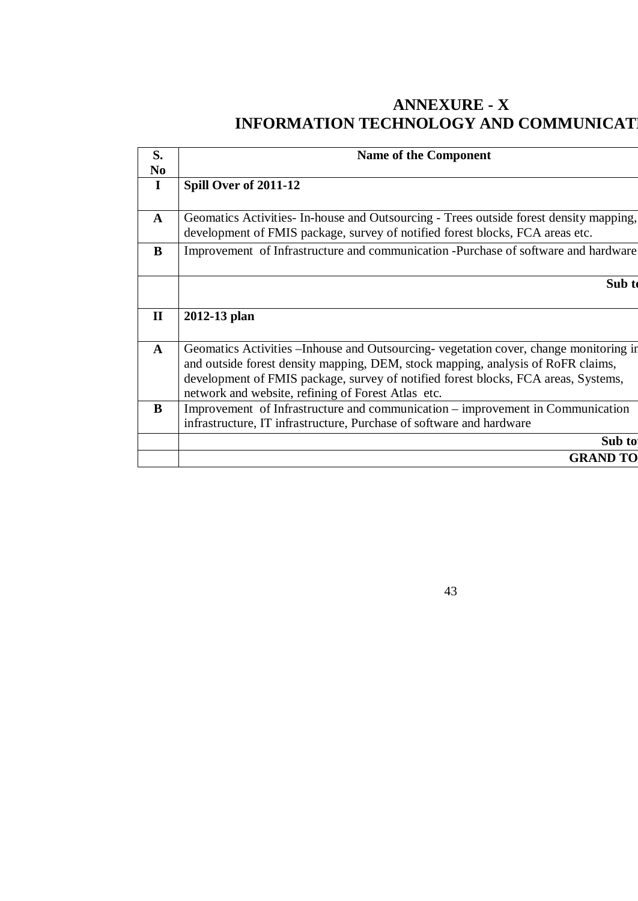# ANNEXURE - X
# INFORMATION TECHNOLOGY AND COMMUNICATI

| S. No | Name of the Component |
|---|---|
| **I** | **Spill Over of 2011-12** |
| **A** | Geomatics Activities- In-house and Outsourcing - Trees outside forest density mapping, development of FMIS package, survey of notified forest blocks, FCA areas etc. |
| **B** | Improvement of Infrastructure and communication -Purchase of software and hardware |
| | **Sub to** |
| **II** | **2012-13 plan** |
| **A** | Geomatics Activities –Inhouse and Outsourcing- vegetation cover, change monitoring in and outside forest density mapping, DEM, stock mapping, analysis of RoFR claims, development of FMIS package, survey of notified forest blocks, FCA areas, Systems, network and website, refining of Forest Atlas etc. |
| **B** | Improvement of Infrastructure and communication – improvement in Communication infrastructure, IT infrastructure, Purchase of software and hardware |
| | **Sub to** |
| | **GRAND TO** |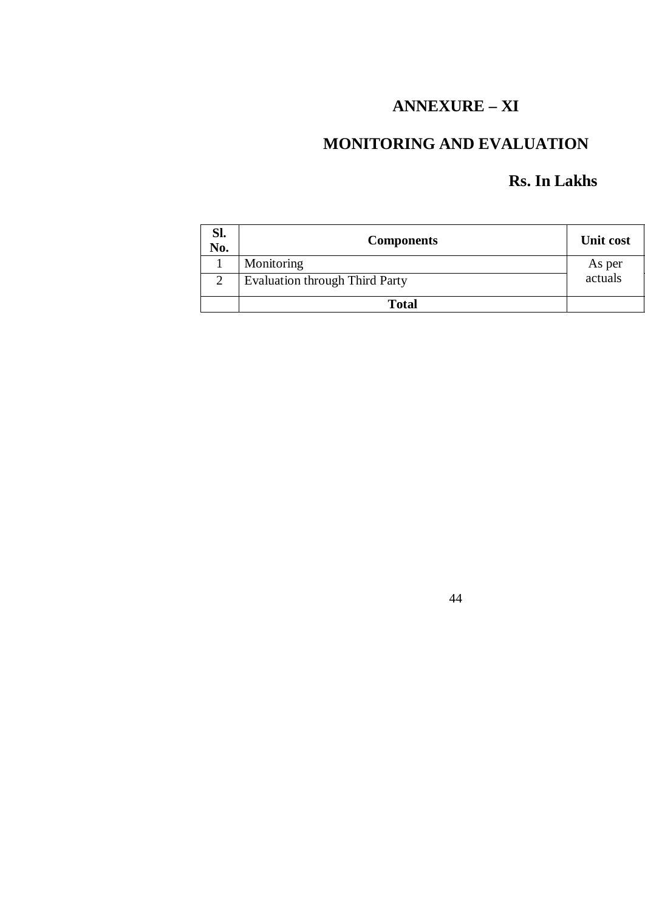# ANNEXURE – XI

## MONITORING AND EVALUATION

**Rs. In Lakhs**

| Sl. No. | Components | Unit cost |
|---|---|---|
| 1 | Monitoring | As per actuals |
| 2 | Evaluation through Third Party | |
| | **Total** | |